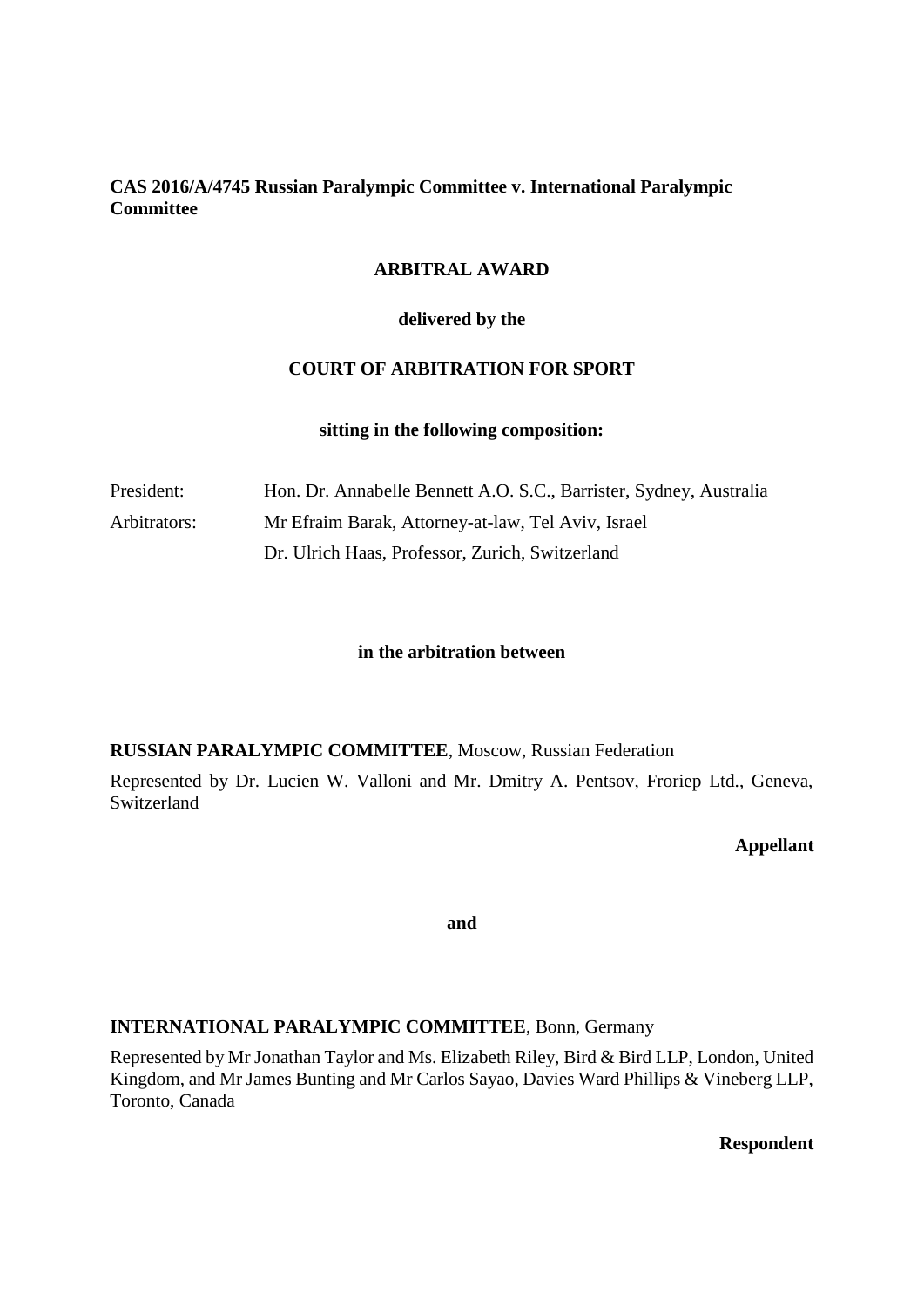**CAS 2016/A/4745 Russian Paralympic Committee v. International Paralympic Committee**

**ARBITRAL AWARD**

**delivered by the**

**COURT OF ARBITRATION FOR SPORT**

**sitting in the following composition:**

| | |
|---|---|
| President: | Hon. Dr. Annabelle Bennett A.O. S.C., Barrister, Sydney, Australia |
| Arbitrators: | Mr Efraim Barak, Attorney-at-law, Tel Aviv, Israel |
| | Dr. Ulrich Haas, Professor, Zurich, Switzerland |

**in the arbitration between**

**RUSSIAN PARALYMPIC COMMITTEE**, Moscow, Russian Federation

Represented by Dr. Lucien W. Valloni and Mr. Dmitry A. Pentsov, Froriep Ltd., Geneva, Switzerland

**Appellant**

**and**

**INTERNATIONAL PARALYMPIC COMMITTEE**, Bonn, Germany

Represented by Mr Jonathan Taylor and Ms. Elizabeth Riley, Bird & Bird LLP, London, United Kingdom, and Mr James Bunting and Mr Carlos Sayao, Davies Ward Phillips & Vineberg LLP, Toronto, Canada

**Respondent**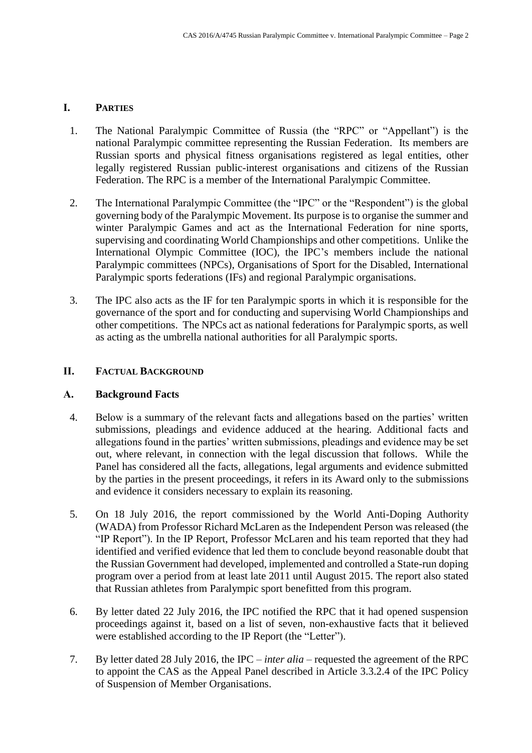## I. PARTIES

1. The National Paralympic Committee of Russia (the "RPC" or "Appellant") is the national Paralympic committee representing the Russian Federation. Its members are Russian sports and physical fitness organisations registered as legal entities, other legally registered Russian public-interest organisations and citizens of the Russian Federation. The RPC is a member of the International Paralympic Committee.

2. The International Paralympic Committee (the "IPC" or the "Respondent") is the global governing body of the Paralympic Movement. Its purpose is to organise the summer and winter Paralympic Games and act as the International Federation for nine sports, supervising and coordinating World Championships and other competitions. Unlike the International Olympic Committee (IOC), the IPC's members include the national Paralympic committees (NPCs), Organisations of Sport for the Disabled, International Paralympic sports federations (IFs) and regional Paralympic organisations.

3. The IPC also acts as the IF for ten Paralympic sports in which it is responsible for the governance of the sport and for conducting and supervising World Championships and other competitions. The NPCs act as national federations for Paralympic sports, as well as acting as the umbrella national authorities for all Paralympic sports.

## II. FACTUAL BACKGROUND

### A. Background Facts

4. Below is a summary of the relevant facts and allegations based on the parties' written submissions, pleadings and evidence adduced at the hearing. Additional facts and allegations found in the parties' written submissions, pleadings and evidence may be set out, where relevant, in connection with the legal discussion that follows. While the Panel has considered all the facts, allegations, legal arguments and evidence submitted by the parties in the present proceedings, it refers in its Award only to the submissions and evidence it considers necessary to explain its reasoning.

5. On 18 July 2016, the report commissioned by the World Anti-Doping Authority (WADA) from Professor Richard McLaren as the Independent Person was released (the "IP Report"). In the IP Report, Professor McLaren and his team reported that they had identified and verified evidence that led them to conclude beyond reasonable doubt that the Russian Government had developed, implemented and controlled a State-run doping program over a period from at least late 2011 until August 2015. The report also stated that Russian athletes from Paralympic sport benefitted from this program.

6. By letter dated 22 July 2016, the IPC notified the RPC that it had opened suspension proceedings against it, based on a list of seven, non-exhaustive facts that it believed were established according to the IP Report (the "Letter").

7. By letter dated 28 July 2016, the IPC – *inter alia* – requested the agreement of the RPC to appoint the CAS as the Appeal Panel described in Article 3.3.2.4 of the IPC Policy of Suspension of Member Organisations.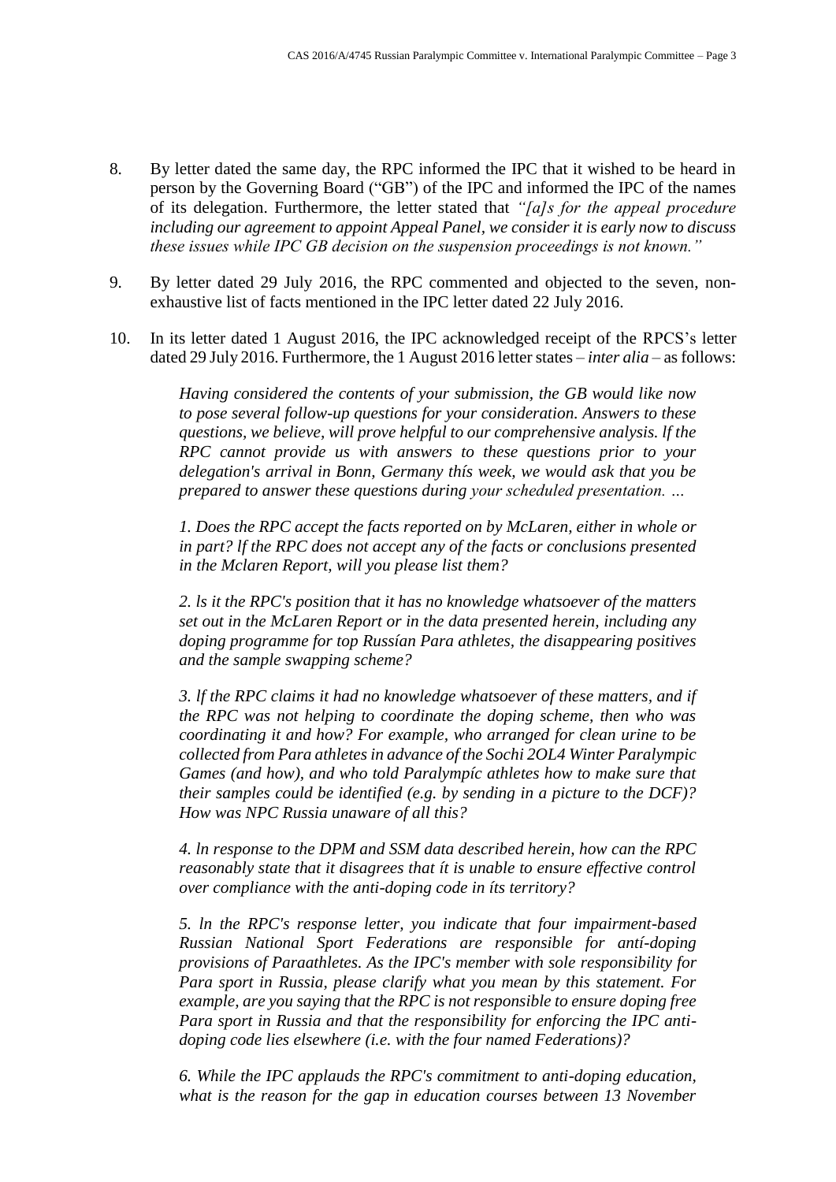8. By letter dated the same day, the RPC informed the IPC that it wished to be heard in person by the Governing Board ("GB") of the IPC and informed the IPC of the names of its delegation. Furthermore, the letter stated that *"[a]s for the appeal procedure including our agreement to appoint Appeal Panel, we consider it is early now to discuss these issues while IPC GB decision on the suspension proceedings is not known."*

9. By letter dated 29 July 2016, the RPC commented and objected to the seven, non-exhaustive list of facts mentioned in the IPC letter dated 22 July 2016.

10. In its letter dated 1 August 2016, the IPC acknowledged receipt of the RPCS's letter dated 29 July 2016. Furthermore, the 1 August 2016 letter states – *inter alia* – as follows:

> *Having considered the contents of your submission, the GB would like now to pose several follow-up questions for your consideration. Answers to these questions, we believe, will prove helpful to our comprehensive analysis. lf the RPC cannot provide us with answers to these questions prior to your delegation's arrival in Bonn, Germany thís week, we would ask that you be prepared to answer these questions during your scheduled presentation. …*
>
> *1. Does the RPC accept the facts reported on by McLaren, either in whole or in part? lf the RPC does not accept any of the facts or conclusions presented in the Mclaren Report, will you please list them?*
>
> *2. ls it the RPC's position that it has no knowledge whatsoever of the matters set out in the McLaren Report or in the data presented herein, including any doping programme for top Russían Para athletes, the disappearing positives and the sample swapping scheme?*
>
> *3. lf the RPC claims it had no knowledge whatsoever of these matters, and if the RPC was not helping to coordinate the doping scheme, then who was coordinating it and how? For example, who arranged for clean urine to be collected from Para athletes in advance of the Sochi 2OL4 Winter Paralympic Games (and how), and who told Paralympíc athletes how to make sure that their samples could be identified (e.g. by sending in a picture to the DCF)? How was NPC Russia unaware of all this?*
>
> *4. ln response to the DPM and SSM data described herein, how can the RPC reasonably state that it disagrees that ít is unable to ensure effective control over compliance with the anti-doping code in íts territory?*
>
> *5. ln the RPC's response letter, you indicate that four impairment-based Russian National Sport Federations are responsible for antí-doping provisions of Paraathletes. As the IPC's member with sole responsibility for Para sport in Russia, please clarify what you mean by this statement. For example, are you saying that the RPC is not responsible to ensure doping free Para sport in Russia and that the responsibility for enforcing the IPC anti-doping code lies elsewhere (i.e. with the four named Federations)?*
>
> *6. While the IPC applauds the RPC's commitment to anti-doping education, what is the reason for the gap in education courses between 13 November*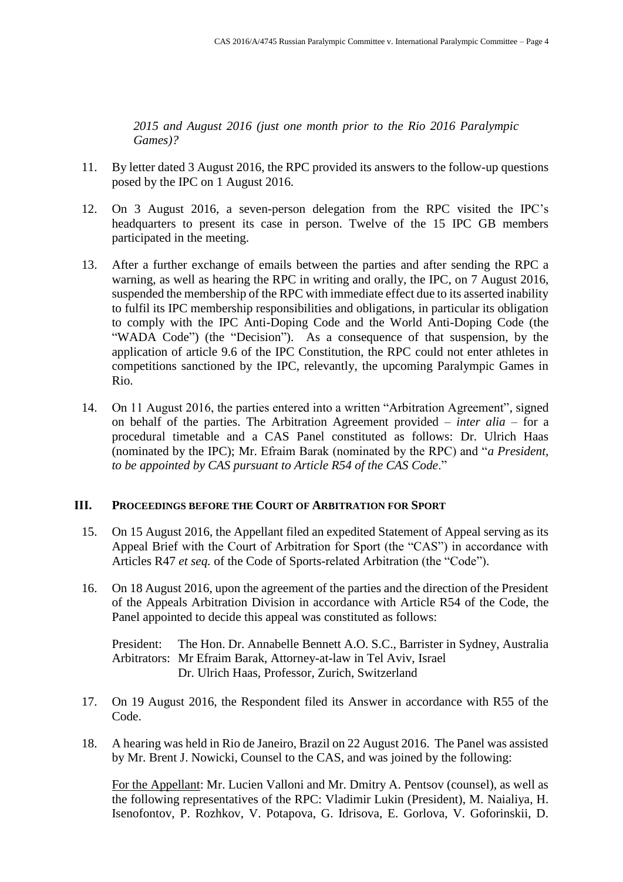*2015 and August 2016 (just one month prior to the Rio 2016 Paralympic Games)?*

11. By letter dated 3 August 2016, the RPC provided its answers to the follow-up questions posed by the IPC on 1 August 2016.

12. On 3 August 2016, a seven-person delegation from the RPC visited the IPC's headquarters to present its case in person. Twelve of the 15 IPC GB members participated in the meeting.

13. After a further exchange of emails between the parties and after sending the RPC a warning, as well as hearing the RPC in writing and orally, the IPC, on 7 August 2016, suspended the membership of the RPC with immediate effect due to its asserted inability to fulfil its IPC membership responsibilities and obligations, in particular its obligation to comply with the IPC Anti-Doping Code and the World Anti-Doping Code (the "WADA Code") (the "Decision"). As a consequence of that suspension, by the application of article 9.6 of the IPC Constitution, the RPC could not enter athletes in competitions sanctioned by the IPC, relevantly, the upcoming Paralympic Games in Rio.

14. On 11 August 2016, the parties entered into a written "Arbitration Agreement", signed on behalf of the parties. The Arbitration Agreement provided – *inter alia* – for a procedural timetable and a CAS Panel constituted as follows: Dr. Ulrich Haas (nominated by the IPC); Mr. Efraim Barak (nominated by the RPC) and "*a President, to be appointed by CAS pursuant to Article R54 of the CAS Code*."

## III. PROCEEDINGS BEFORE THE COURT OF ARBITRATION FOR SPORT

15. On 15 August 2016, the Appellant filed an expedited Statement of Appeal serving as its Appeal Brief with the Court of Arbitration for Sport (the "CAS") in accordance with Articles R47 *et seq.* of the Code of Sports-related Arbitration (the "Code").

16. On 18 August 2016, upon the agreement of the parties and the direction of the President of the Appeals Arbitration Division in accordance with Article R54 of the Code, the Panel appointed to decide this appeal was constituted as follows:

    President: The Hon. Dr. Annabelle Bennett A.O. S.C., Barrister in Sydney, Australia
    Arbitrators: Mr Efraim Barak, Attorney-at-law in Tel Aviv, Israel
    Dr. Ulrich Haas, Professor, Zurich, Switzerland

17. On 19 August 2016, the Respondent filed its Answer in accordance with R55 of the Code.

18. A hearing was held in Rio de Janeiro, Brazil on 22 August 2016. The Panel was assisted by Mr. Brent J. Nowicki, Counsel to the CAS, and was joined by the following:

    For the Appellant: Mr. Lucien Valloni and Mr. Dmitry A. Pentsov (counsel), as well as the following representatives of the RPC: Vladimir Lukin (President), M. Naialiya, H. Isenofontov, P. Rozhkov, V. Potapova, G. Idrisova, E. Gorlova, V. Goforinskii, D.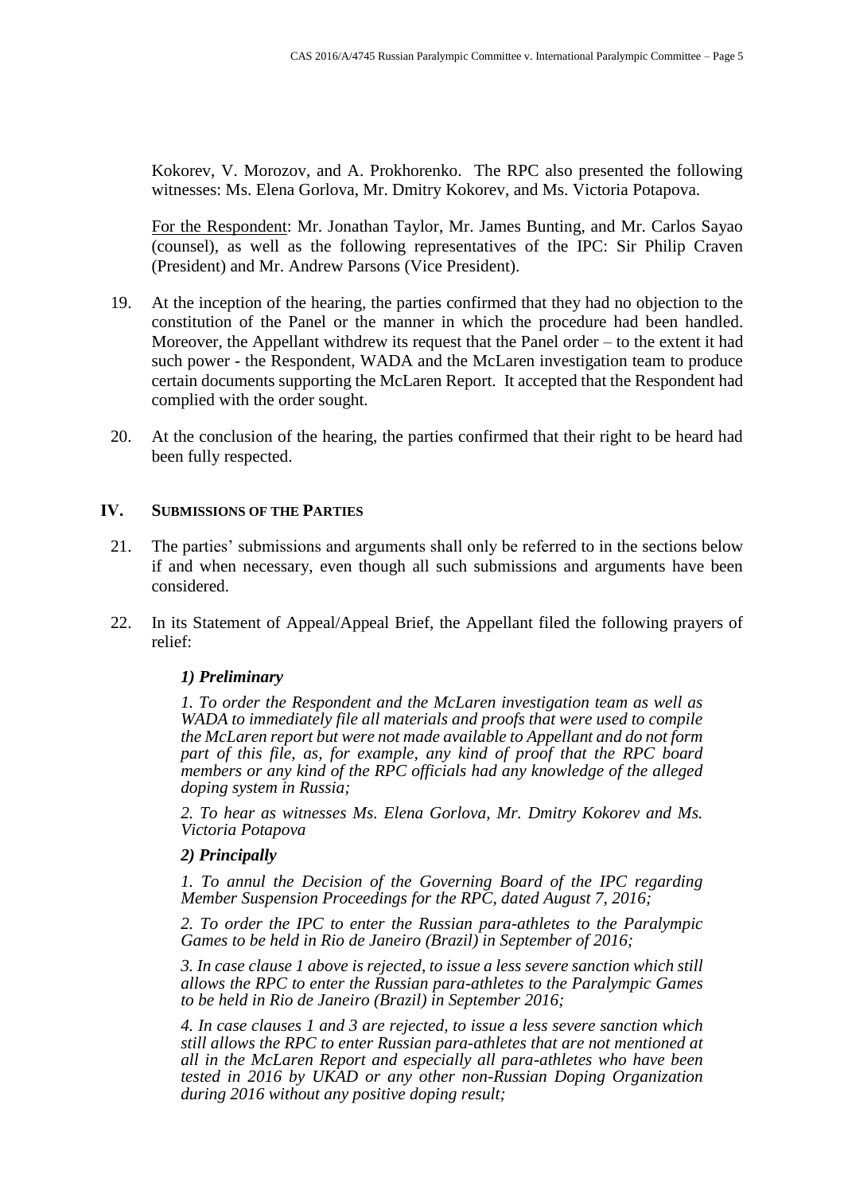Kokorev, V. Morozov, and A. Prokhorenko. The RPC also presented the following witnesses: Ms. Elena Gorlova, Mr. Dmitry Kokorev, and Ms. Victoria Potapova.

For the Respondent: Mr. Jonathan Taylor, Mr. James Bunting, and Mr. Carlos Sayao (counsel), as well as the following representatives of the IPC: Sir Philip Craven (President) and Mr. Andrew Parsons (Vice President).

19. At the inception of the hearing, the parties confirmed that they had no objection to the constitution of the Panel or the manner in which the procedure had been handled. Moreover, the Appellant withdrew its request that the Panel order – to the extent it had such power - the Respondent, WADA and the McLaren investigation team to produce certain documents supporting the McLaren Report. It accepted that the Respondent had complied with the order sought.

20. At the conclusion of the hearing, the parties confirmed that their right to be heard had been fully respected.

## IV. SUBMISSIONS OF THE PARTIES

21. The parties' submissions and arguments shall only be referred to in the sections below if and when necessary, even though all such submissions and arguments have been considered.

22. In its Statement of Appeal/Appeal Brief, the Appellant filed the following prayers of relief:

***1) Preliminary***

*1. To order the Respondent and the McLaren investigation team as well as WADA to immediately file all materials and proofs that were used to compile the McLaren report but were not made available to Appellant and do not form part of this file, as, for example, any kind of proof that the RPC board members or any kind of the RPC officials had any knowledge of the alleged doping system in Russia;*

*2. To hear as witnesses Ms. Elena Gorlova, Mr. Dmitry Kokorev and Ms. Victoria Potapova*

***2) Principally***

*1. To annul the Decision of the Governing Board of the IPC regarding Member Suspension Proceedings for the RPC, dated August 7, 2016;*

*2. To order the IPC to enter the Russian para-athletes to the Paralympic Games to be held in Rio de Janeiro (Brazil) in September of 2016;*

*3. In case clause 1 above is rejected, to issue a less severe sanction which still allows the RPC to enter the Russian para-athletes to the Paralympic Games to be held in Rio de Janeiro (Brazil) in September 2016;*

*4. In case clauses 1 and 3 are rejected, to issue a less severe sanction which still allows the RPC to enter Russian para-athletes that are not mentioned at all in the McLaren Report and especially all para-athletes who have been tested in 2016 by UKAD or any other non-Russian Doping Organization during 2016 without any positive doping result;*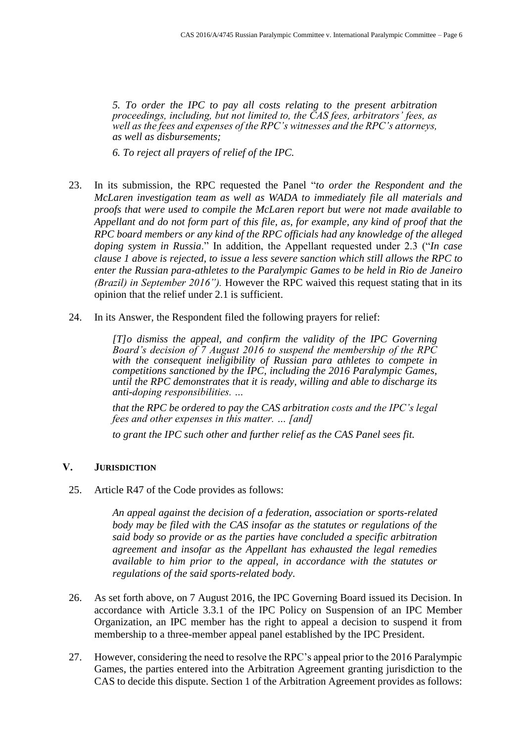> *5. To order the IPC to pay all costs relating to the present arbitration proceedings, including, but not limited to, the CAS fees, arbitrators' fees, as well as the fees and expenses of the RPC's witnesses and the RPC's attorneys, as well as disbursements;*
>
> *6. To reject all prayers of relief of the IPC.*

23. In its submission, the RPC requested the Panel "*to order the Respondent and the McLaren investigation team as well as WADA to immediately file all materials and proofs that were used to compile the McLaren report but were not made available to Appellant and do not form part of this file, as, for example, any kind of proof that the RPC board members or any kind of the RPC officials had any knowledge of the alleged doping system in Russia*." In addition, the Appellant requested under 2.3 ("*In case clause 1 above is rejected, to issue a less severe sanction which still allows the RPC to enter the Russian para-athletes to the Paralympic Games to be held in Rio de Janeiro (Brazil) in September 2016").* However the RPC waived this request stating that in its opinion that the relief under 2.1 is sufficient.

24. In its Answer, the Respondent filed the following prayers for relief:

> *[T]o dismiss the appeal, and confirm the validity of the IPC Governing Board's decision of 7 August 2016 to suspend the membership of the RPC with the consequent ineligibility of Russian para athletes to compete in competitions sanctioned by the IPC, including the 2016 Paralympic Games, until the RPC demonstrates that it is ready, willing and able to discharge its anti-doping responsibilities. …*
>
> *that the RPC be ordered to pay the CAS arbitration costs and the IPC's legal fees and other expenses in this matter. … [and]*
>
> *to grant the IPC such other and further relief as the CAS Panel sees fit.*

## V. JURISDICTION

25. Article R47 of the Code provides as follows:

> *An appeal against the decision of a federation, association or sports-related body may be filed with the CAS insofar as the statutes or regulations of the said body so provide or as the parties have concluded a specific arbitration agreement and insofar as the Appellant has exhausted the legal remedies available to him prior to the appeal, in accordance with the statutes or regulations of the said sports-related body.*

26. As set forth above, on 7 August 2016, the IPC Governing Board issued its Decision. In accordance with Article 3.3.1 of the IPC Policy on Suspension of an IPC Member Organization, an IPC member has the right to appeal a decision to suspend it from membership to a three-member appeal panel established by the IPC President.

27. However, considering the need to resolve the RPC's appeal prior to the 2016 Paralympic Games, the parties entered into the Arbitration Agreement granting jurisdiction to the CAS to decide this dispute. Section 1 of the Arbitration Agreement provides as follows: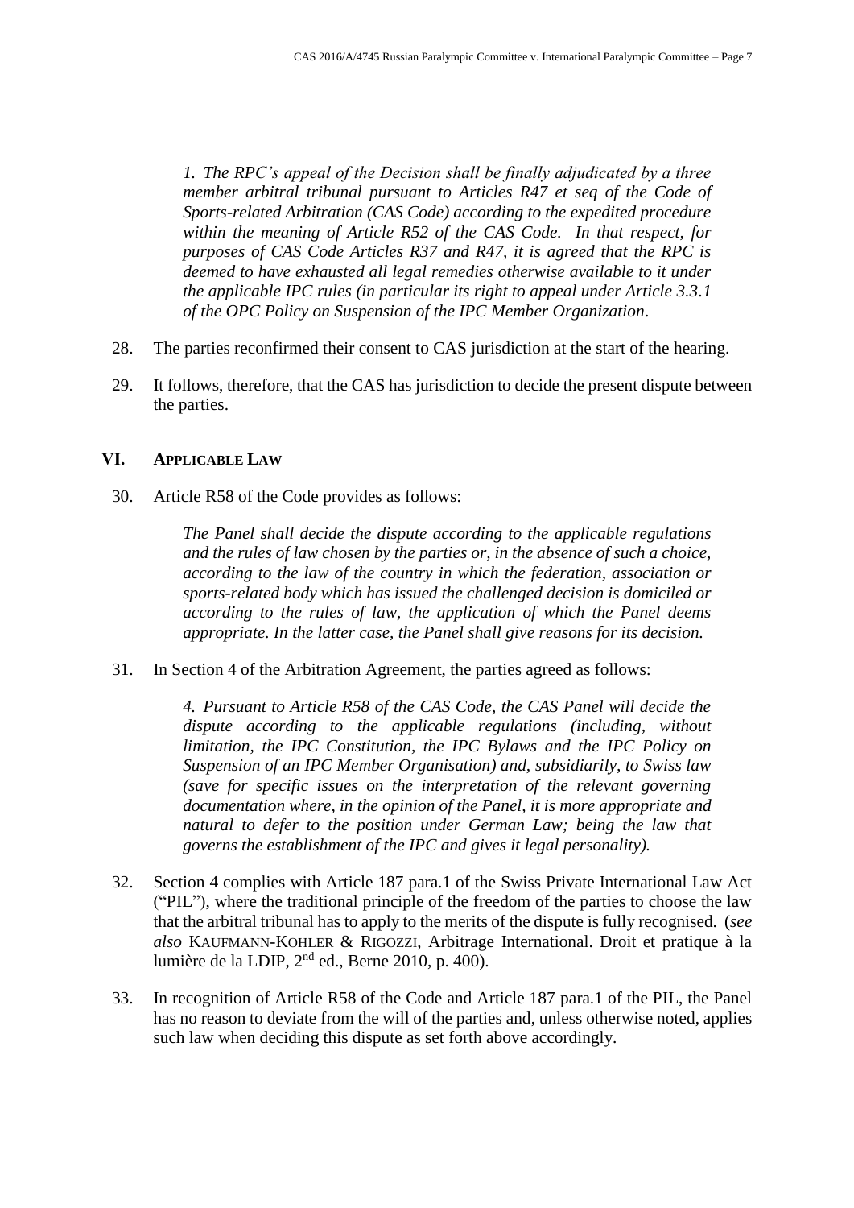*1. The RPC's appeal of the Decision shall be finally adjudicated by a three member arbitral tribunal pursuant to Articles R47 et seq of the Code of Sports-related Arbitration (CAS Code) according to the expedited procedure within the meaning of Article R52 of the CAS Code. In that respect, for purposes of CAS Code Articles R37 and R47, it is agreed that the RPC is deemed to have exhausted all legal remedies otherwise available to it under the applicable IPC rules (in particular its right to appeal under Article 3.3.1 of the OPC Policy on Suspension of the IPC Member Organization.*

28. The parties reconfirmed their consent to CAS jurisdiction at the start of the hearing.

29. It follows, therefore, that the CAS has jurisdiction to decide the present dispute between the parties.

## VI. APPLICABLE LAW

30. Article R58 of the Code provides as follows:

> *The Panel shall decide the dispute according to the applicable regulations and the rules of law chosen by the parties or, in the absence of such a choice, according to the law of the country in which the federation, association or sports-related body which has issued the challenged decision is domiciled or according to the rules of law, the application of which the Panel deems appropriate. In the latter case, the Panel shall give reasons for its decision.*

31. In Section 4 of the Arbitration Agreement, the parties agreed as follows:

> *4. Pursuant to Article R58 of the CAS Code, the CAS Panel will decide the dispute according to the applicable regulations (including, without limitation, the IPC Constitution, the IPC Bylaws and the IPC Policy on Suspension of an IPC Member Organisation) and, subsidiarily, to Swiss law (save for specific issues on the interpretation of the relevant governing documentation where, in the opinion of the Panel, it is more appropriate and natural to defer to the position under German Law; being the law that governs the establishment of the IPC and gives it legal personality).*

32. Section 4 complies with Article 187 para.1 of the Swiss Private International Law Act ("PIL"), where the traditional principle of the freedom of the parties to choose the law that the arbitral tribunal has to apply to the merits of the dispute is fully recognised. (*see also* KAUFMANN-KOHLER & RIGOZZI, Arbitrage International. Droit et pratique à la lumière de la LDIP, 2nd ed., Berne 2010, p. 400).

33. In recognition of Article R58 of the Code and Article 187 para.1 of the PIL, the Panel has no reason to deviate from the will of the parties and, unless otherwise noted, applies such law when deciding this dispute as set forth above accordingly.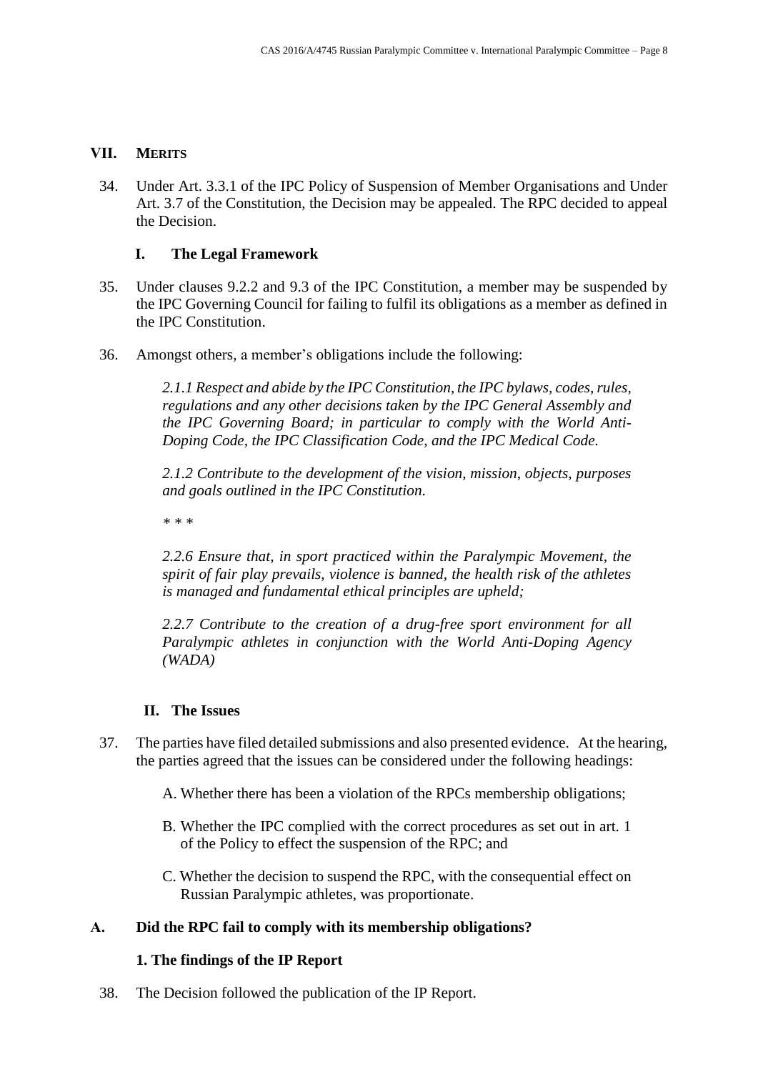## VII. MERITS

34. Under Art. 3.3.1 of the IPC Policy of Suspension of Member Organisations and Under Art. 3.7 of the Constitution, the Decision may be appealed. The RPC decided to appeal the Decision.

### I. The Legal Framework

35. Under clauses 9.2.2 and 9.3 of the IPC Constitution, a member may be suspended by the IPC Governing Council for failing to fulfil its obligations as a member as defined in the IPC Constitution.

36. Amongst others, a member's obligations include the following:

> *2.1.1 Respect and abide by the IPC Constitution, the IPC bylaws, codes, rules, regulations and any other decisions taken by the IPC General Assembly and the IPC Governing Board; in particular to comply with the World Anti-Doping Code, the IPC Classification Code, and the IPC Medical Code.*
>
> *2.1.2 Contribute to the development of the vision, mission, objects, purposes and goals outlined in the IPC Constitution.*
>
> *\* \* \**
>
> *2.2.6 Ensure that, in sport practiced within the Paralympic Movement, the spirit of fair play prevails, violence is banned, the health risk of the athletes is managed and fundamental ethical principles are upheld;*
>
> *2.2.7 Contribute to the creation of a drug-free sport environment for all Paralympic athletes in conjunction with the World Anti-Doping Agency (WADA)*

### II. The Issues

37. The parties have filed detailed submissions and also presented evidence. At the hearing, the parties agreed that the issues can be considered under the following headings:

    A. Whether there has been a violation of the RPCs membership obligations;

    B. Whether the IPC complied with the correct procedures as set out in art. 1 of the Policy to effect the suspension of the RPC; and

    C. Whether the decision to suspend the RPC, with the consequential effect on Russian Paralympic athletes, was proportionate.

## A. Did the RPC fail to comply with its membership obligations?

### 1. The findings of the IP Report

38. The Decision followed the publication of the IP Report.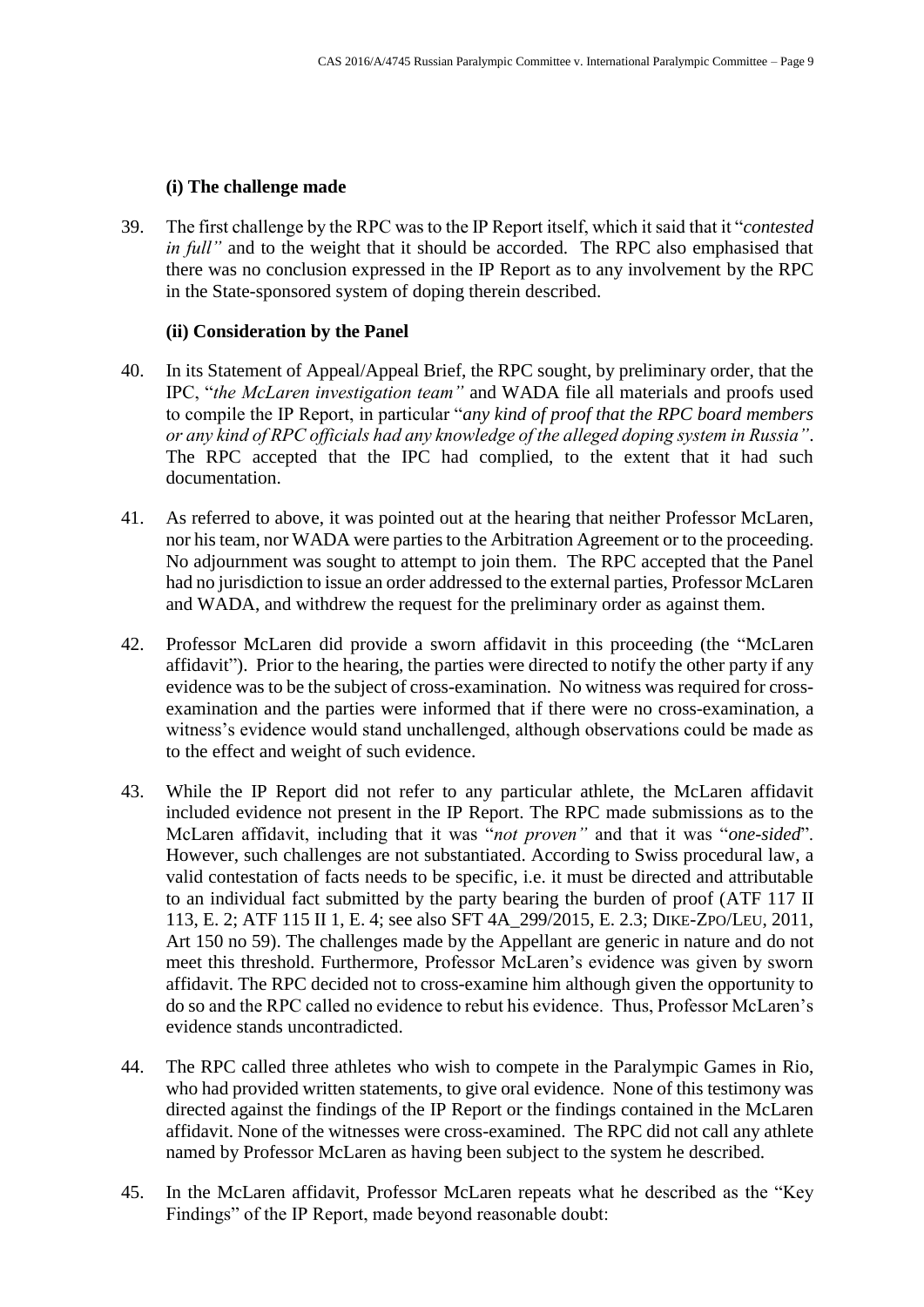**(i) The challenge made**

39. The first challenge by the RPC was to the IP Report itself, which it said that it "*contested in full"* and to the weight that it should be accorded. The RPC also emphasised that there was no conclusion expressed in the IP Report as to any involvement by the RPC in the State-sponsored system of doping therein described.

**(ii) Consideration by the Panel**

40. In its Statement of Appeal/Appeal Brief, the RPC sought, by preliminary order, that the IPC, "*the McLaren investigation team"* and WADA file all materials and proofs used to compile the IP Report, in particular "*any kind of proof that the RPC board members or any kind of RPC officials had any knowledge of the alleged doping system in Russia"*. The RPC accepted that the IPC had complied, to the extent that it had such documentation.

41. As referred to above, it was pointed out at the hearing that neither Professor McLaren, nor his team, nor WADA were parties to the Arbitration Agreement or to the proceeding. No adjournment was sought to attempt to join them. The RPC accepted that the Panel had no jurisdiction to issue an order addressed to the external parties, Professor McLaren and WADA, and withdrew the request for the preliminary order as against them.

42. Professor McLaren did provide a sworn affidavit in this proceeding (the "McLaren affidavit"). Prior to the hearing, the parties were directed to notify the other party if any evidence was to be the subject of cross-examination. No witness was required for cross-examination and the parties were informed that if there were no cross-examination, a witness's evidence would stand unchallenged, although observations could be made as to the effect and weight of such evidence.

43. While the IP Report did not refer to any particular athlete, the McLaren affidavit included evidence not present in the IP Report. The RPC made submissions as to the McLaren affidavit, including that it was "*not proven"* and that it was "*one-sided*". However, such challenges are not substantiated. According to Swiss procedural law, a valid contestation of facts needs to be specific, i.e. it must be directed and attributable to an individual fact submitted by the party bearing the burden of proof (ATF 117 II 113, E. 2; ATF 115 II 1, E. 4; see also SFT 4A_299/2015, E. 2.3; DIKE-ZPO/LEU, 2011, Art 150 no 59). The challenges made by the Appellant are generic in nature and do not meet this threshold. Furthermore, Professor McLaren's evidence was given by sworn affidavit. The RPC decided not to cross-examine him although given the opportunity to do so and the RPC called no evidence to rebut his evidence. Thus, Professor McLaren's evidence stands uncontradicted.

44. The RPC called three athletes who wish to compete in the Paralympic Games in Rio, who had provided written statements, to give oral evidence. None of this testimony was directed against the findings of the IP Report or the findings contained in the McLaren affidavit. None of the witnesses were cross-examined. The RPC did not call any athlete named by Professor McLaren as having been subject to the system he described.

45. In the McLaren affidavit, Professor McLaren repeats what he described as the "Key Findings" of the IP Report, made beyond reasonable doubt: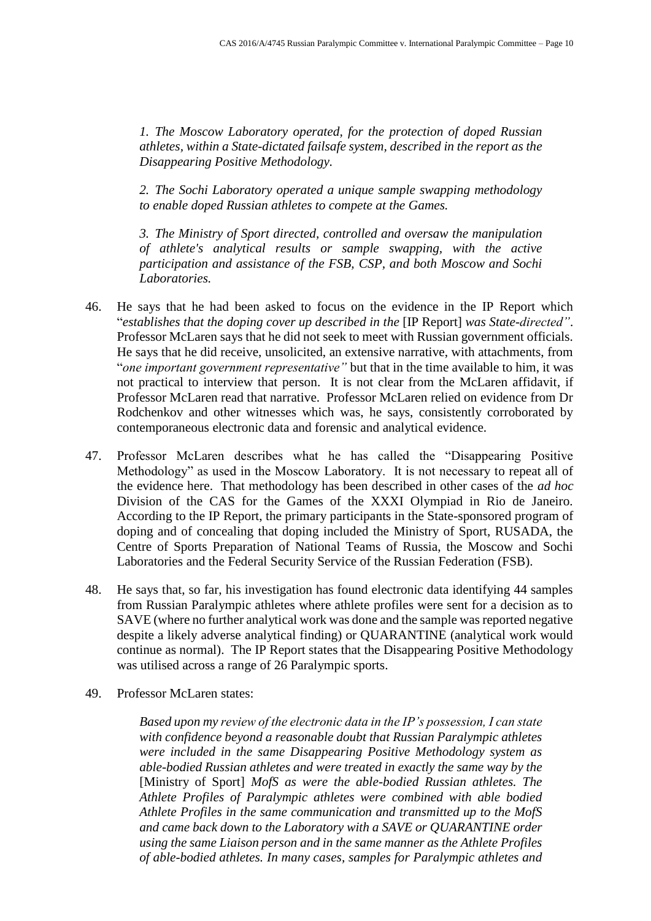> *1. The Moscow Laboratory operated, for the protection of doped Russian athletes, within a State-dictated failsafe system, described in the report as the Disappearing Positive Methodology.*
>
> *2. The Sochi Laboratory operated a unique sample swapping methodology to enable doped Russian athletes to compete at the Games.*
>
> *3. The Ministry of Sport directed, controlled and oversaw the manipulation of athlete's analytical results or sample swapping, with the active participation and assistance of the FSB, CSP, and both Moscow and Sochi Laboratories.*

46. He says that he had been asked to focus on the evidence in the IP Report which "*establishes that the doping cover up described in the* [IP Report] *was State-directed"*. Professor McLaren says that he did not seek to meet with Russian government officials. He says that he did receive, unsolicited, an extensive narrative, with attachments, from "*one important government representative"* but that in the time available to him, it was not practical to interview that person. It is not clear from the McLaren affidavit, if Professor McLaren read that narrative. Professor McLaren relied on evidence from Dr Rodchenkov and other witnesses which was, he says, consistently corroborated by contemporaneous electronic data and forensic and analytical evidence.

47. Professor McLaren describes what he has called the "Disappearing Positive Methodology" as used in the Moscow Laboratory. It is not necessary to repeat all of the evidence here. That methodology has been described in other cases of the *ad hoc* Division of the CAS for the Games of the XXXI Olympiad in Rio de Janeiro. According to the IP Report, the primary participants in the State-sponsored program of doping and of concealing that doping included the Ministry of Sport, RUSADA, the Centre of Sports Preparation of National Teams of Russia, the Moscow and Sochi Laboratories and the Federal Security Service of the Russian Federation (FSB).

48. He says that, so far, his investigation has found electronic data identifying 44 samples from Russian Paralympic athletes where athlete profiles were sent for a decision as to SAVE (where no further analytical work was done and the sample was reported negative despite a likely adverse analytical finding) or QUARANTINE (analytical work would continue as normal). The IP Report states that the Disappearing Positive Methodology was utilised across a range of 26 Paralympic sports.

49. Professor McLaren states:

> *Based upon my review of the electronic data in the IP's possession, I can state with confidence beyond a reasonable doubt that Russian Paralympic athletes were included in the same Disappearing Positive Methodology system as able-bodied Russian athletes and were treated in exactly the same way by the* [Ministry of Sport] *MofS as were the able-bodied Russian athletes. The Athlete Profiles of Paralympic athletes were combined with able bodied Athlete Profiles in the same communication and transmitted up to the MofS and came back down to the Laboratory with a SAVE or QUARANTINE order using the same Liaison person and in the same manner as the Athlete Profiles of able-bodied athletes. In many cases, samples for Paralympic athletes and*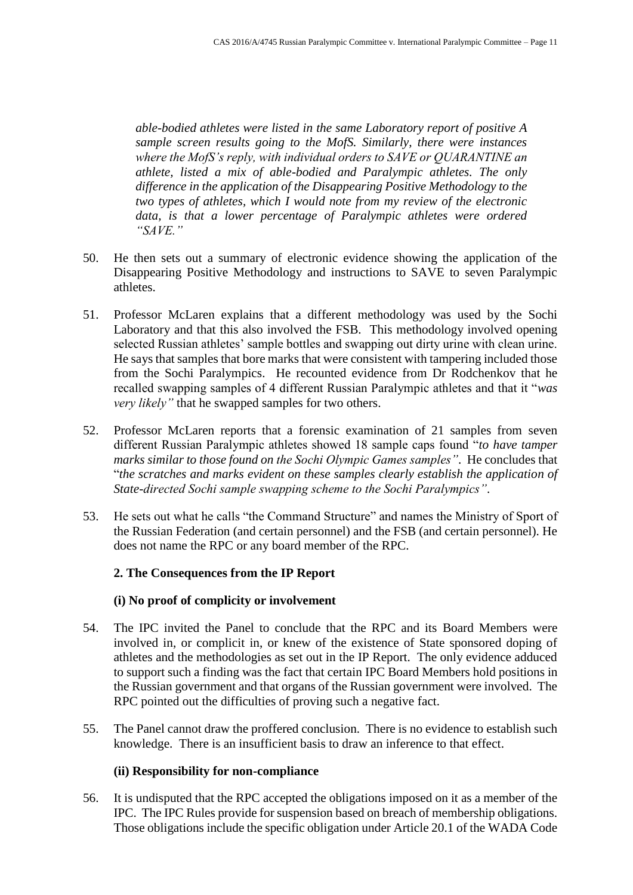> *able-bodied athletes were listed in the same Laboratory report of positive A sample screen results going to the MofS. Similarly, there were instances where the MofS's reply, with individual orders to SAVE or QUARANTINE an athlete, listed a mix of able-bodied and Paralympic athletes. The only difference in the application of the Disappearing Positive Methodology to the two types of athletes, which I would note from my review of the electronic data, is that a lower percentage of Paralympic athletes were ordered "SAVE."*

50. He then sets out a summary of electronic evidence showing the application of the Disappearing Positive Methodology and instructions to SAVE to seven Paralympic athletes.

51. Professor McLaren explains that a different methodology was used by the Sochi Laboratory and that this also involved the FSB. This methodology involved opening selected Russian athletes' sample bottles and swapping out dirty urine with clean urine. He says that samples that bore marks that were consistent with tampering included those from the Sochi Paralympics. He recounted evidence from Dr Rodchenkov that he recalled swapping samples of 4 different Russian Paralympic athletes and that it "*was very likely"* that he swapped samples for two others.

52. Professor McLaren reports that a forensic examination of 21 samples from seven different Russian Paralympic athletes showed 18 sample caps found "*to have tamper marks similar to those found on the Sochi Olympic Games samples"*. He concludes that "*the scratches and marks evident on these samples clearly establish the application of State-directed Sochi sample swapping scheme to the Sochi Paralympics"*.

53. He sets out what he calls "the Command Structure" and names the Ministry of Sport of the Russian Federation (and certain personnel) and the FSB (and certain personnel). He does not name the RPC or any board member of the RPC.

### 2. The Consequences from the IP Report

#### (i) No proof of complicity or involvement

54. The IPC invited the Panel to conclude that the RPC and its Board Members were involved in, or complicit in, or knew of the existence of State sponsored doping of athletes and the methodologies as set out in the IP Report. The only evidence adduced to support such a finding was the fact that certain IPC Board Members hold positions in the Russian government and that organs of the Russian government were involved. The RPC pointed out the difficulties of proving such a negative fact.

55. The Panel cannot draw the proffered conclusion. There is no evidence to establish such knowledge. There is an insufficient basis to draw an inference to that effect.

#### (ii) Responsibility for non-compliance

56. It is undisputed that the RPC accepted the obligations imposed on it as a member of the IPC. The IPC Rules provide for suspension based on breach of membership obligations. Those obligations include the specific obligation under Article 20.1 of the WADA Code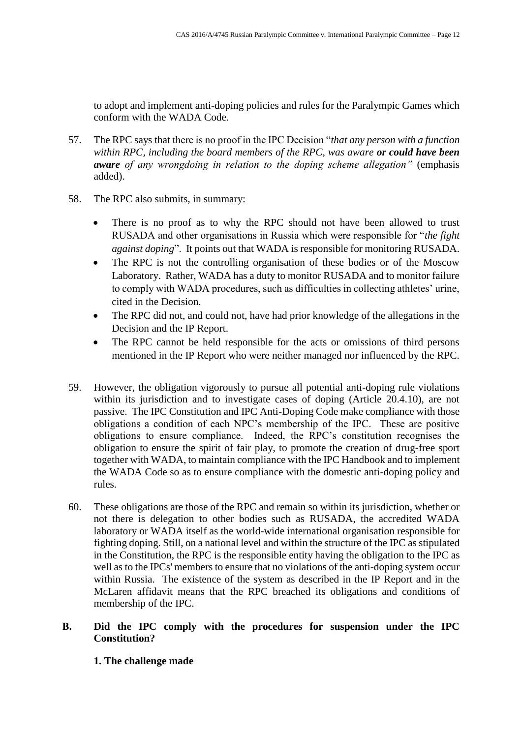to adopt and implement anti-doping policies and rules for the Paralympic Games which conform with the WADA Code.

57. The RPC says that there is no proof in the IPC Decision "*that any person with a function within RPC, including the board members of the RPC, was aware* ***or could have been aware*** *of any wrongdoing in relation to the doping scheme allegation"* (emphasis added).

58. The RPC also submits, in summary:

- There is no proof as to why the RPC should not have been allowed to trust RUSADA and other organisations in Russia which were responsible for "*the fight against doping*". It points out that WADA is responsible for monitoring RUSADA.
- The RPC is not the controlling organisation of these bodies or of the Moscow Laboratory. Rather, WADA has a duty to monitor RUSADA and to monitor failure to comply with WADA procedures, such as difficulties in collecting athletes' urine, cited in the Decision.
- The RPC did not, and could not, have had prior knowledge of the allegations in the Decision and the IP Report.
- The RPC cannot be held responsible for the acts or omissions of third persons mentioned in the IP Report who were neither managed nor influenced by the RPC.

59. However, the obligation vigorously to pursue all potential anti-doping rule violations within its jurisdiction and to investigate cases of doping (Article 20.4.10), are not passive. The IPC Constitution and IPC Anti-Doping Code make compliance with those obligations a condition of each NPC's membership of the IPC. These are positive obligations to ensure compliance. Indeed, the RPC's constitution recognises the obligation to ensure the spirit of fair play, to promote the creation of drug-free sport together with WADA, to maintain compliance with the IPC Handbook and to implement the WADA Code so as to ensure compliance with the domestic anti-doping policy and rules.

60. These obligations are those of the RPC and remain so within its jurisdiction, whether or not there is delegation to other bodies such as RUSADA, the accredited WADA laboratory or WADA itself as the world-wide international organisation responsible for fighting doping. Still, on a national level and within the structure of the IPC as stipulated in the Constitution, the RPC is the responsible entity having the obligation to the IPC as well as to the IPCs' members to ensure that no violations of the anti-doping system occur within Russia. The existence of the system as described in the IP Report and in the McLaren affidavit means that the RPC breached its obligations and conditions of membership of the IPC.

## B. Did the IPC comply with the procedures for suspension under the IPC Constitution?

### 1. The challenge made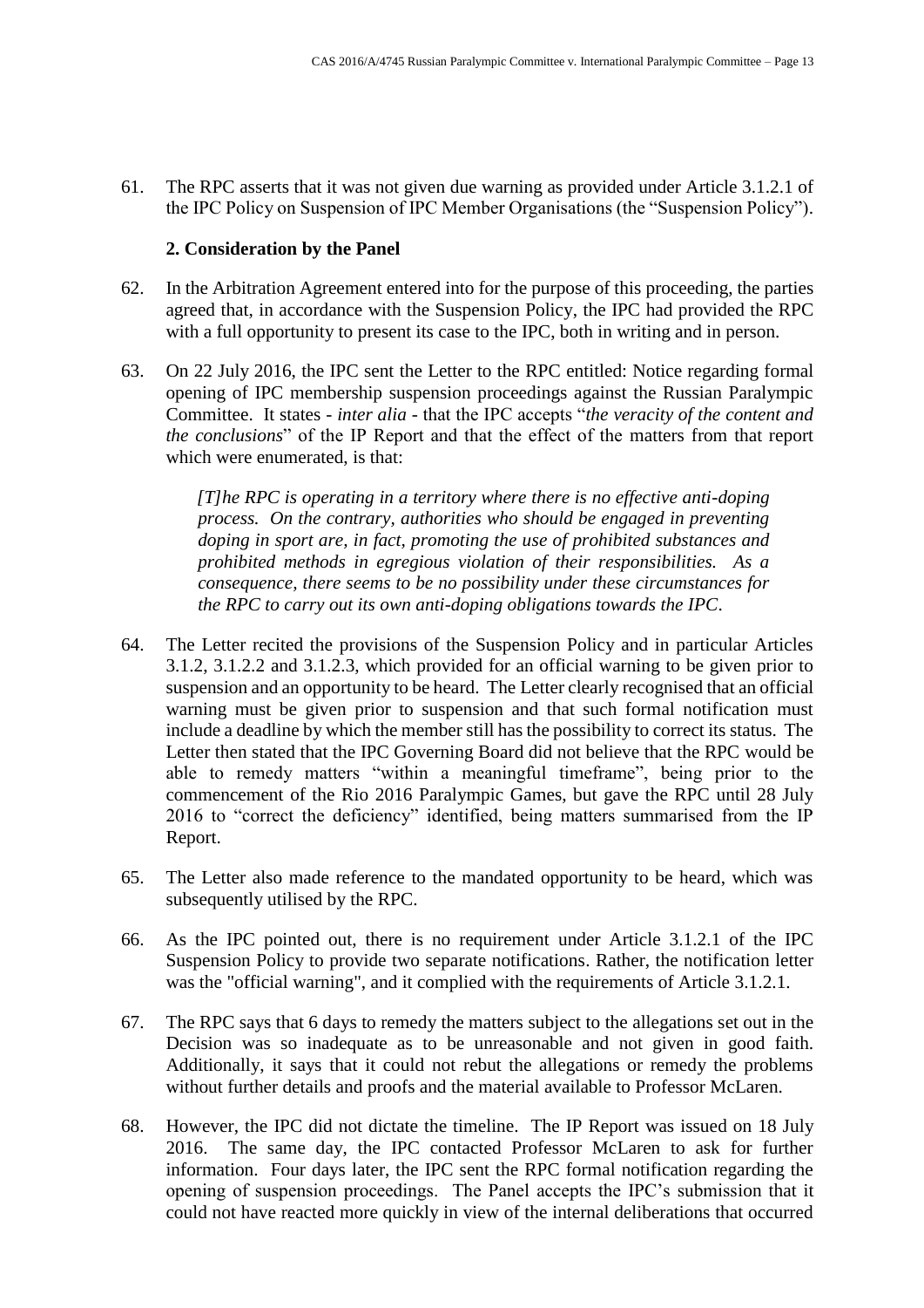61. The RPC asserts that it was not given due warning as provided under Article 3.1.2.1 of the IPC Policy on Suspension of IPC Member Organisations (the "Suspension Policy").

**2. Consideration by the Panel**

62. In the Arbitration Agreement entered into for the purpose of this proceeding, the parties agreed that, in accordance with the Suspension Policy, the IPC had provided the RPC with a full opportunity to present its case to the IPC, both in writing and in person.

63. On 22 July 2016, the IPC sent the Letter to the RPC entitled: Notice regarding formal opening of IPC membership suspension proceedings against the Russian Paralympic Committee. It states - *inter alia* - that the IPC accepts "*the veracity of the content and the conclusions*" of the IP Report and that the effect of the matters from that report which were enumerated, is that:

> *[T]he RPC is operating in a territory where there is no effective anti-doping process. On the contrary, authorities who should be engaged in preventing doping in sport are, in fact, promoting the use of prohibited substances and prohibited methods in egregious violation of their responsibilities. As a consequence, there seems to be no possibility under these circumstances for the RPC to carry out its own anti-doping obligations towards the IPC.*

64. The Letter recited the provisions of the Suspension Policy and in particular Articles 3.1.2, 3.1.2.2 and 3.1.2.3, which provided for an official warning to be given prior to suspension and an opportunity to be heard. The Letter clearly recognised that an official warning must be given prior to suspension and that such formal notification must include a deadline by which the member still has the possibility to correct its status. The Letter then stated that the IPC Governing Board did not believe that the RPC would be able to remedy matters "within a meaningful timeframe", being prior to the commencement of the Rio 2016 Paralympic Games, but gave the RPC until 28 July 2016 to "correct the deficiency" identified, being matters summarised from the IP Report.

65. The Letter also made reference to the mandated opportunity to be heard, which was subsequently utilised by the RPC.

66. As the IPC pointed out, there is no requirement under Article 3.1.2.1 of the IPC Suspension Policy to provide two separate notifications. Rather, the notification letter was the "official warning", and it complied with the requirements of Article 3.1.2.1.

67. The RPC says that 6 days to remedy the matters subject to the allegations set out in the Decision was so inadequate as to be unreasonable and not given in good faith. Additionally, it says that it could not rebut the allegations or remedy the problems without further details and proofs and the material available to Professor McLaren.

68. However, the IPC did not dictate the timeline. The IP Report was issued on 18 July 2016. The same day, the IPC contacted Professor McLaren to ask for further information. Four days later, the IPC sent the RPC formal notification regarding the opening of suspension proceedings. The Panel accepts the IPC's submission that it could not have reacted more quickly in view of the internal deliberations that occurred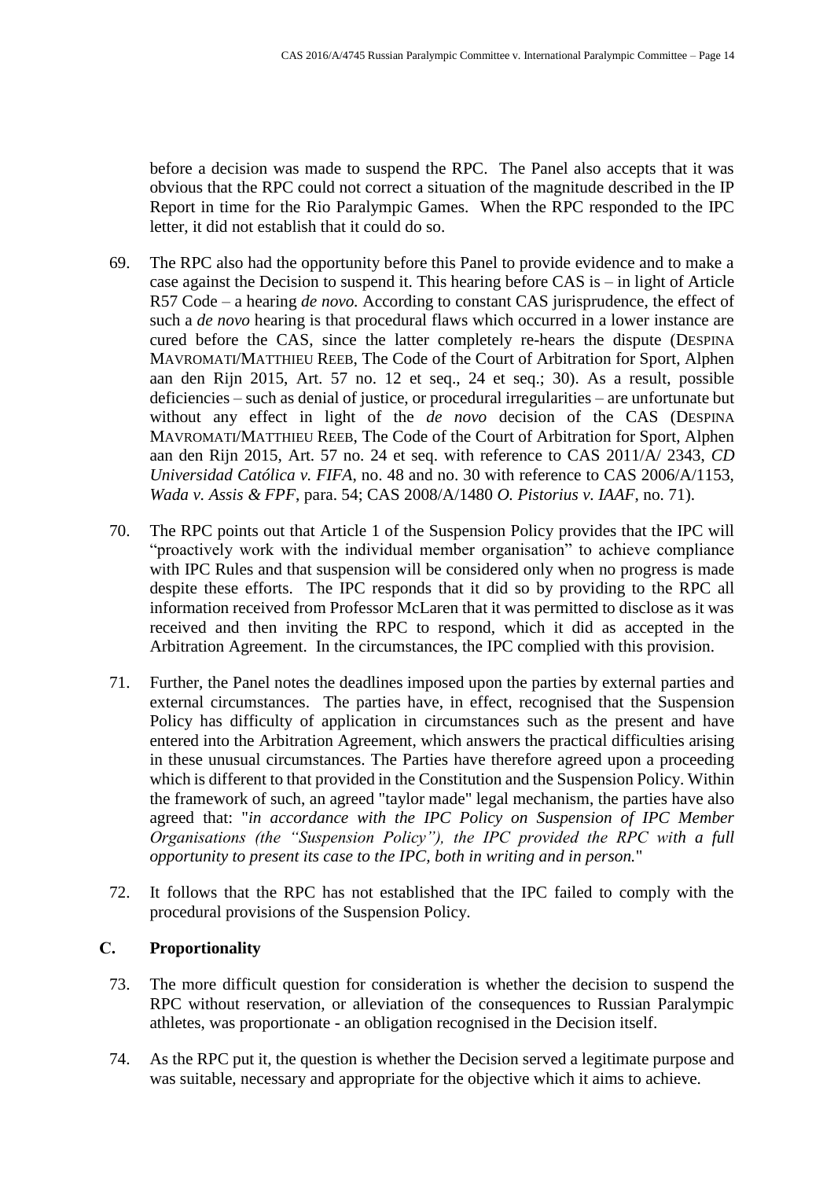before a decision was made to suspend the RPC. The Panel also accepts that it was obvious that the RPC could not correct a situation of the magnitude described in the IP Report in time for the Rio Paralympic Games. When the RPC responded to the IPC letter, it did not establish that it could do so.

69. The RPC also had the opportunity before this Panel to provide evidence and to make a case against the Decision to suspend it. This hearing before CAS is – in light of Article R57 Code – a hearing *de novo.* According to constant CAS jurisprudence, the effect of such a *de novo* hearing is that procedural flaws which occurred in a lower instance are cured before the CAS, since the latter completely re-hears the dispute (DESPINA MAVROMATI/MATTHIEU REEB, The Code of the Court of Arbitration for Sport, Alphen aan den Rijn 2015, Art. 57 no. 12 et seq., 24 et seq.; 30). As a result, possible deficiencies – such as denial of justice, or procedural irregularities – are unfortunate but without any effect in light of the *de novo* decision of the CAS (DESPINA MAVROMATI/MATTHIEU REEB, The Code of the Court of Arbitration for Sport, Alphen aan den Rijn 2015, Art. 57 no. 24 et seq. with reference to CAS 2011/A/ 2343, *CD Universidad Católica v. FIFA*, no. 48 and no. 30 with reference to CAS 2006/A/1153, *Wada v. Assis & FPF*, para. 54; CAS 2008/A/1480 *O. Pistorius v. IAAF*, no. 71).

70. The RPC points out that Article 1 of the Suspension Policy provides that the IPC will "proactively work with the individual member organisation" to achieve compliance with IPC Rules and that suspension will be considered only when no progress is made despite these efforts. The IPC responds that it did so by providing to the RPC all information received from Professor McLaren that it was permitted to disclose as it was received and then inviting the RPC to respond, which it did as accepted in the Arbitration Agreement. In the circumstances, the IPC complied with this provision.

71. Further, the Panel notes the deadlines imposed upon the parties by external parties and external circumstances. The parties have, in effect, recognised that the Suspension Policy has difficulty of application in circumstances such as the present and have entered into the Arbitration Agreement, which answers the practical difficulties arising in these unusual circumstances. The Parties have therefore agreed upon a proceeding which is different to that provided in the Constitution and the Suspension Policy. Within the framework of such, an agreed "taylor made" legal mechanism, the parties have also agreed that: "*in accordance with the IPC Policy on Suspension of IPC Member Organisations (the "Suspension Policy"), the IPC provided the RPC with a full opportunity to present its case to the IPC, both in writing and in person.*"

72. It follows that the RPC has not established that the IPC failed to comply with the procedural provisions of the Suspension Policy.

### C. Proportionality

73. The more difficult question for consideration is whether the decision to suspend the RPC without reservation, or alleviation of the consequences to Russian Paralympic athletes, was proportionate - an obligation recognised in the Decision itself.

74. As the RPC put it, the question is whether the Decision served a legitimate purpose and was suitable, necessary and appropriate for the objective which it aims to achieve.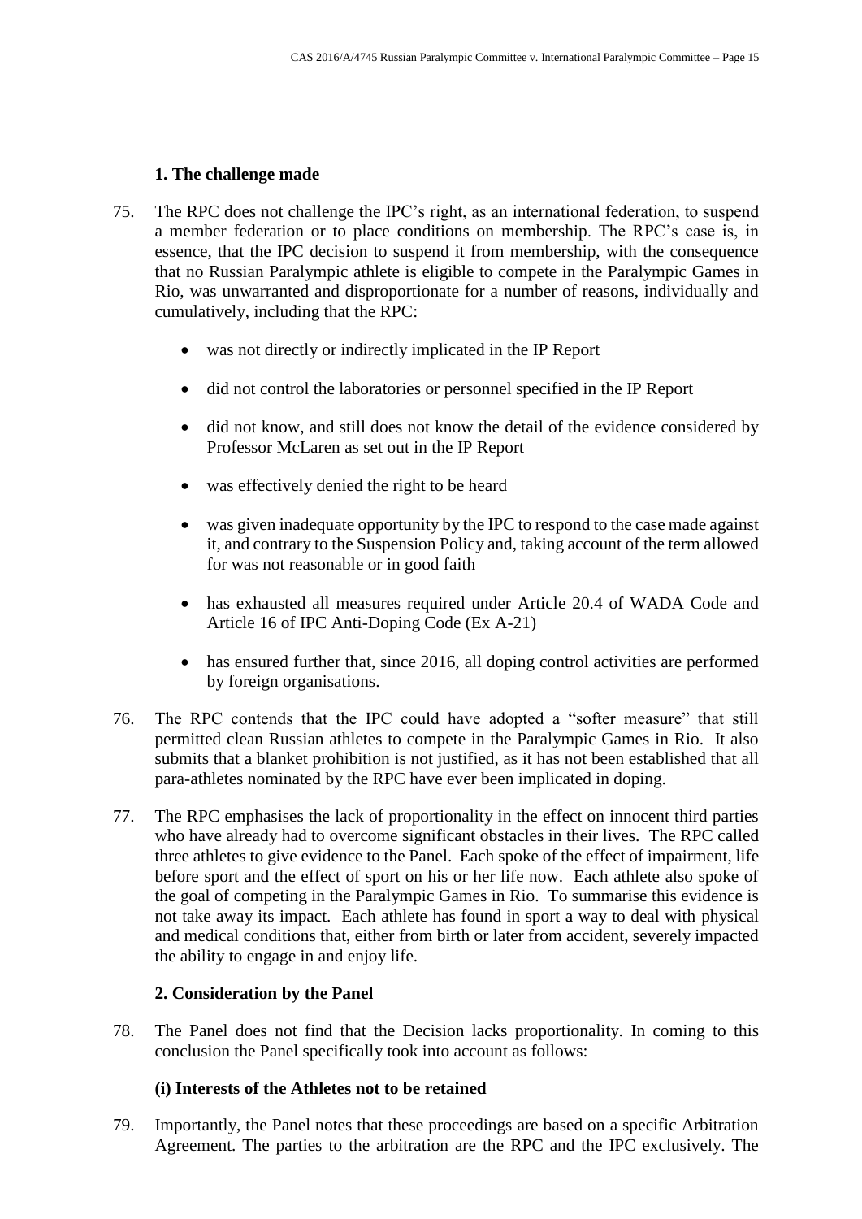### 1. The challenge made

75. The RPC does not challenge the IPC's right, as an international federation, to suspend a member federation or to place conditions on membership. The RPC's case is, in essence, that the IPC decision to suspend it from membership, with the consequence that no Russian Paralympic athlete is eligible to compete in the Paralympic Games in Rio, was unwarranted and disproportionate for a number of reasons, individually and cumulatively, including that the RPC:

    - was not directly or indirectly implicated in the IP Report
    - did not control the laboratories or personnel specified in the IP Report
    - did not know, and still does not know the detail of the evidence considered by Professor McLaren as set out in the IP Report
    - was effectively denied the right to be heard
    - was given inadequate opportunity by the IPC to respond to the case made against it, and contrary to the Suspension Policy and, taking account of the term allowed for was not reasonable or in good faith
    - has exhausted all measures required under Article 20.4 of WADA Code and Article 16 of IPC Anti-Doping Code (Ex A-21)
    - has ensured further that, since 2016, all doping control activities are performed by foreign organisations.

76. The RPC contends that the IPC could have adopted a "softer measure" that still permitted clean Russian athletes to compete in the Paralympic Games in Rio. It also submits that a blanket prohibition is not justified, as it has not been established that all para-athletes nominated by the RPC have ever been implicated in doping.

77. The RPC emphasises the lack of proportionality in the effect on innocent third parties who have already had to overcome significant obstacles in their lives. The RPC called three athletes to give evidence to the Panel. Each spoke of the effect of impairment, life before sport and the effect of sport on his or her life now. Each athlete also spoke of the goal of competing in the Paralympic Games in Rio. To summarise this evidence is not take away its impact. Each athlete has found in sport a way to deal with physical and medical conditions that, either from birth or later from accident, severely impacted the ability to engage in and enjoy life.

### 2. Consideration by the Panel

78. The Panel does not find that the Decision lacks proportionality. In coming to this conclusion the Panel specifically took into account as follows:

#### (i) Interests of the Athletes not to be retained

79. Importantly, the Panel notes that these proceedings are based on a specific Arbitration Agreement. The parties to the arbitration are the RPC and the IPC exclusively. The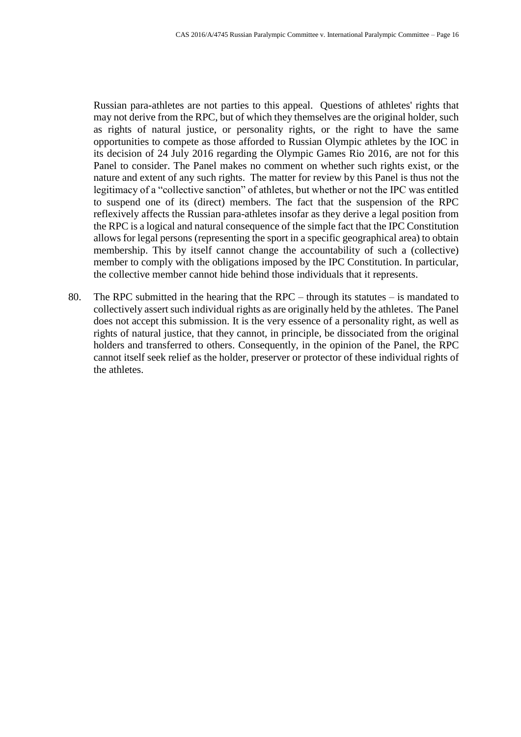Russian para-athletes are not parties to this appeal. Questions of athletes' rights that may not derive from the RPC, but of which they themselves are the original holder, such as rights of natural justice, or personality rights, or the right to have the same opportunities to compete as those afforded to Russian Olympic athletes by the IOC in its decision of 24 July 2016 regarding the Olympic Games Rio 2016, are not for this Panel to consider. The Panel makes no comment on whether such rights exist, or the nature and extent of any such rights. The matter for review by this Panel is thus not the legitimacy of a "collective sanction" of athletes, but whether or not the IPC was entitled to suspend one of its (direct) members. The fact that the suspension of the RPC reflexively affects the Russian para-athletes insofar as they derive a legal position from the RPC is a logical and natural consequence of the simple fact that the IPC Constitution allows for legal persons (representing the sport in a specific geographical area) to obtain membership. This by itself cannot change the accountability of such a (collective) member to comply with the obligations imposed by the IPC Constitution. In particular, the collective member cannot hide behind those individuals that it represents.

80. The RPC submitted in the hearing that the RPC – through its statutes – is mandated to collectively assert such individual rights as are originally held by the athletes. The Panel does not accept this submission. It is the very essence of a personality right, as well as rights of natural justice, that they cannot, in principle, be dissociated from the original holders and transferred to others. Consequently, in the opinion of the Panel, the RPC cannot itself seek relief as the holder, preserver or protector of these individual rights of the athletes.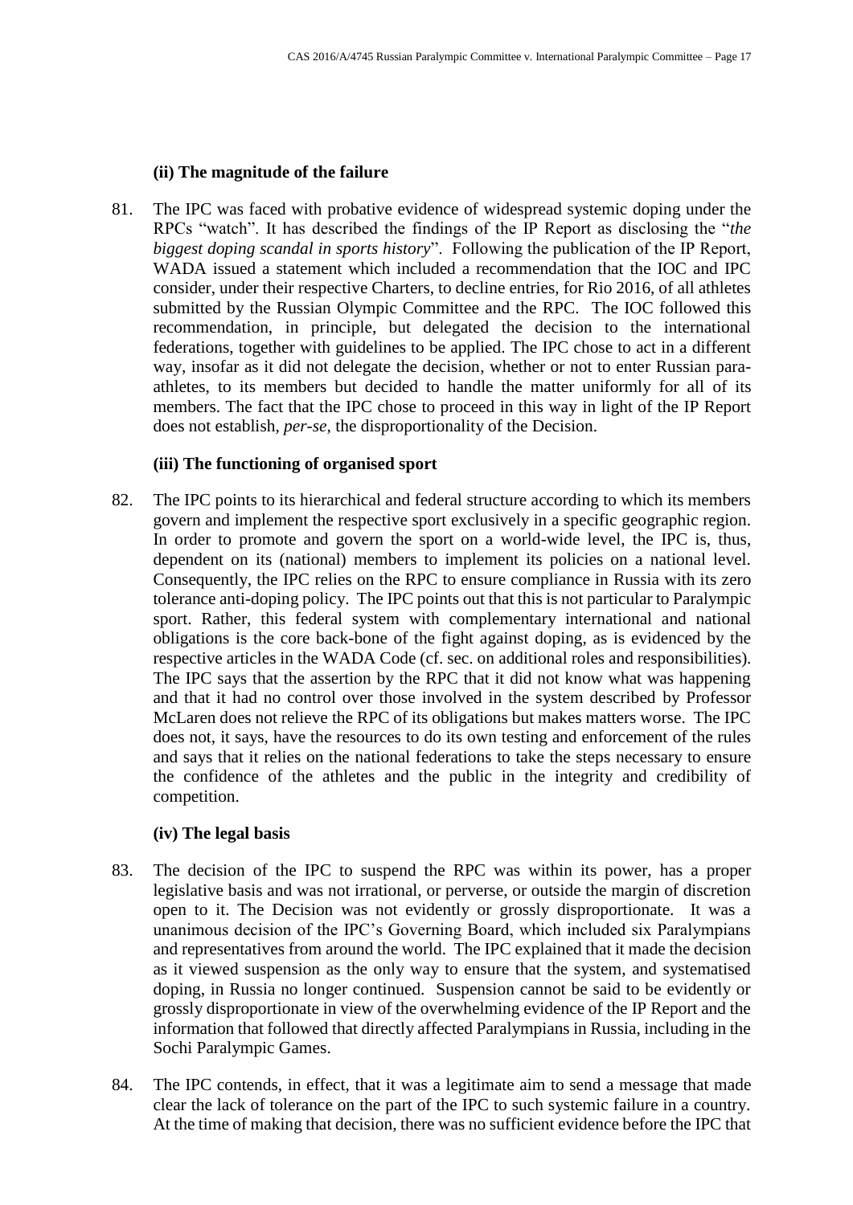#### (ii) The magnitude of the failure

81. The IPC was faced with probative evidence of widespread systemic doping under the RPCs "watch". It has described the findings of the IP Report as disclosing the "*the biggest doping scandal in sports history*". Following the publication of the IP Report, WADA issued a statement which included a recommendation that the IOC and IPC consider, under their respective Charters, to decline entries, for Rio 2016, of all athletes submitted by the Russian Olympic Committee and the RPC. The IOC followed this recommendation, in principle, but delegated the decision to the international federations, together with guidelines to be applied. The IPC chose to act in a different way, insofar as it did not delegate the decision, whether or not to enter Russian para-athletes, to its members but decided to handle the matter uniformly for all of its members. The fact that the IPC chose to proceed in this way in light of the IP Report does not establish, *per-se*, the disproportionality of the Decision.

#### (iii) The functioning of organised sport

82. The IPC points to its hierarchical and federal structure according to which its members govern and implement the respective sport exclusively in a specific geographic region. In order to promote and govern the sport on a world-wide level, the IPC is, thus, dependent on its (national) members to implement its policies on a national level. Consequently, the IPC relies on the RPC to ensure compliance in Russia with its zero tolerance anti-doping policy. The IPC points out that this is not particular to Paralympic sport. Rather, this federal system with complementary international and national obligations is the core back-bone of the fight against doping, as is evidenced by the respective articles in the WADA Code (cf. sec. on additional roles and responsibilities). The IPC says that the assertion by the RPC that it did not know what was happening and that it had no control over those involved in the system described by Professor McLaren does not relieve the RPC of its obligations but makes matters worse. The IPC does not, it says, have the resources to do its own testing and enforcement of the rules and says that it relies on the national federations to take the steps necessary to ensure the confidence of the athletes and the public in the integrity and credibility of competition.

#### (iv) The legal basis

83. The decision of the IPC to suspend the RPC was within its power, has a proper legislative basis and was not irrational, or perverse, or outside the margin of discretion open to it. The Decision was not evidently or grossly disproportionate. It was a unanimous decision of the IPC's Governing Board, which included six Paralympians and representatives from around the world. The IPC explained that it made the decision as it viewed suspension as the only way to ensure that the system, and systematised doping, in Russia no longer continued. Suspension cannot be said to be evidently or grossly disproportionate in view of the overwhelming evidence of the IP Report and the information that followed that directly affected Paralympians in Russia, including in the Sochi Paralympic Games.

84. The IPC contends, in effect, that it was a legitimate aim to send a message that made clear the lack of tolerance on the part of the IPC to such systemic failure in a country. At the time of making that decision, there was no sufficient evidence before the IPC that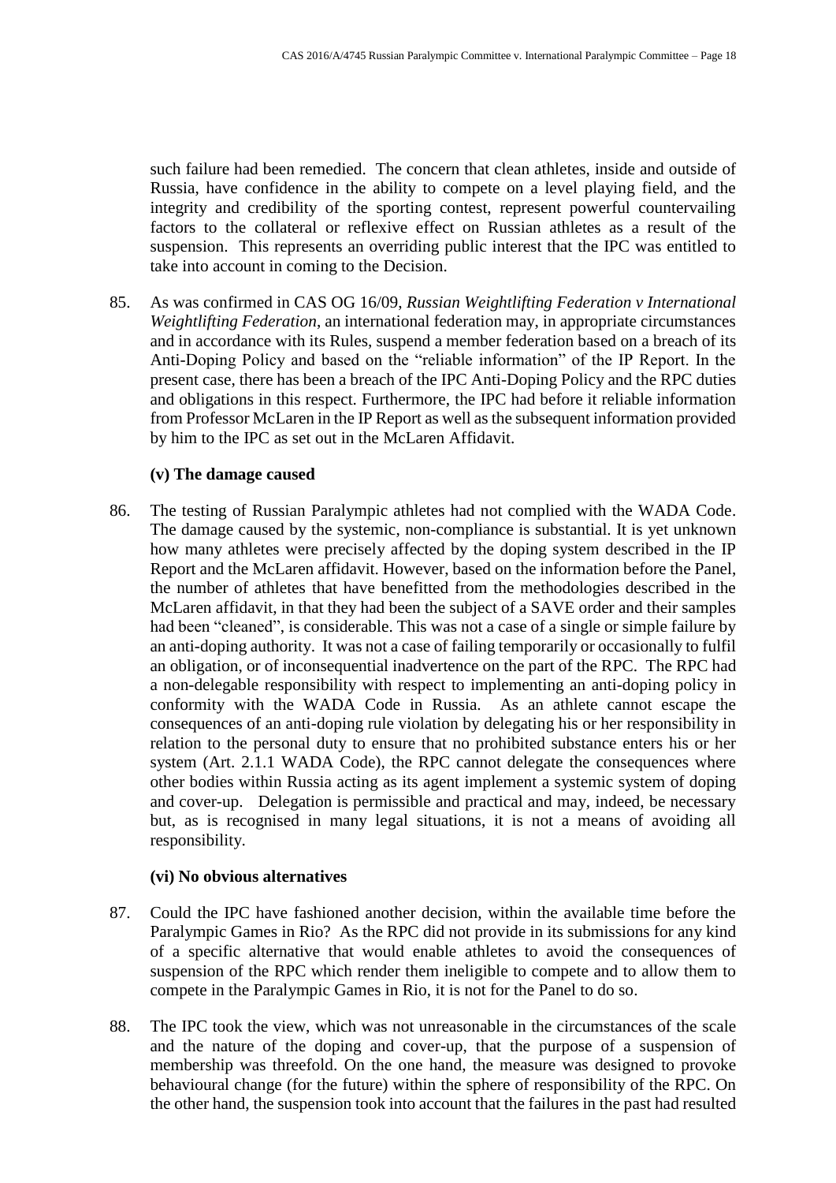such failure had been remedied. The concern that clean athletes, inside and outside of Russia, have confidence in the ability to compete on a level playing field, and the integrity and credibility of the sporting contest, represent powerful countervailing factors to the collateral or reflexive effect on Russian athletes as a result of the suspension. This represents an overriding public interest that the IPC was entitled to take into account in coming to the Decision.

85. As was confirmed in CAS OG 16/09, *Russian Weightlifting Federation v International Weightlifting Federation*, an international federation may, in appropriate circumstances and in accordance with its Rules, suspend a member federation based on a breach of its Anti-Doping Policy and based on the "reliable information" of the IP Report. In the present case, there has been a breach of the IPC Anti-Doping Policy and the RPC duties and obligations in this respect. Furthermore, the IPC had before it reliable information from Professor McLaren in the IP Report as well as the subsequent information provided by him to the IPC as set out in the McLaren Affidavit.

**(v) The damage caused**

86. The testing of Russian Paralympic athletes had not complied with the WADA Code. The damage caused by the systemic, non-compliance is substantial. It is yet unknown how many athletes were precisely affected by the doping system described in the IP Report and the McLaren affidavit. However, based on the information before the Panel, the number of athletes that have benefitted from the methodologies described in the McLaren affidavit, in that they had been the subject of a SAVE order and their samples had been "cleaned", is considerable. This was not a case of a single or simple failure by an anti-doping authority. It was not a case of failing temporarily or occasionally to fulfil an obligation, or of inconsequential inadvertence on the part of the RPC. The RPC had a non-delegable responsibility with respect to implementing an anti-doping policy in conformity with the WADA Code in Russia. As an athlete cannot escape the consequences of an anti-doping rule violation by delegating his or her responsibility in relation to the personal duty to ensure that no prohibited substance enters his or her system (Art. 2.1.1 WADA Code), the RPC cannot delegate the consequences where other bodies within Russia acting as its agent implement a systemic system of doping and cover-up. Delegation is permissible and practical and may, indeed, be necessary but, as is recognised in many legal situations, it is not a means of avoiding all responsibility.

**(vi) No obvious alternatives**

87. Could the IPC have fashioned another decision, within the available time before the Paralympic Games in Rio? As the RPC did not provide in its submissions for any kind of a specific alternative that would enable athletes to avoid the consequences of suspension of the RPC which render them ineligible to compete and to allow them to compete in the Paralympic Games in Rio, it is not for the Panel to do so.

88. The IPC took the view, which was not unreasonable in the circumstances of the scale and the nature of the doping and cover-up, that the purpose of a suspension of membership was threefold. On the one hand, the measure was designed to provoke behavioural change (for the future) within the sphere of responsibility of the RPC. On the other hand, the suspension took into account that the failures in the past had resulted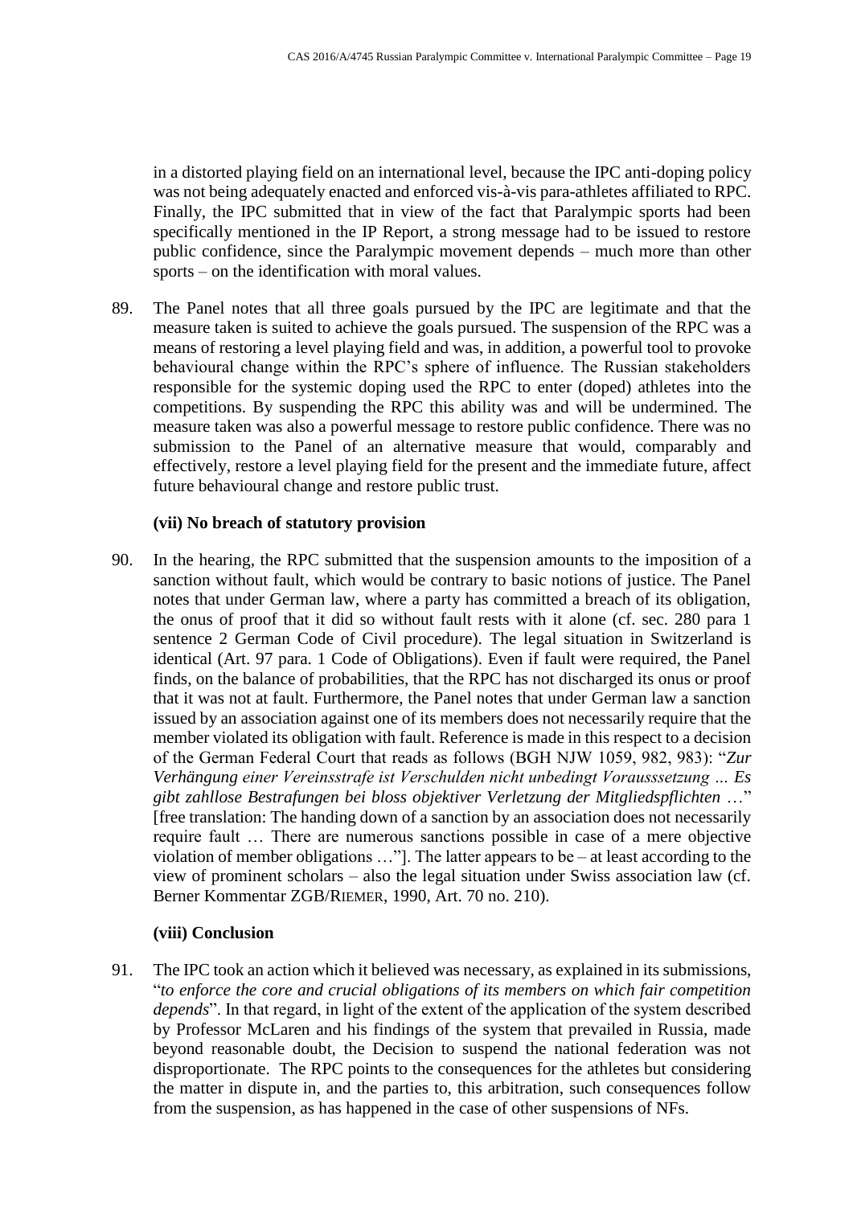in a distorted playing field on an international level, because the IPC anti-doping policy was not being adequately enacted and enforced vis-à-vis para-athletes affiliated to RPC. Finally, the IPC submitted that in view of the fact that Paralympic sports had been specifically mentioned in the IP Report, a strong message had to be issued to restore public confidence, since the Paralympic movement depends – much more than other sports – on the identification with moral values.

89. The Panel notes that all three goals pursued by the IPC are legitimate and that the measure taken is suited to achieve the goals pursued. The suspension of the RPC was a means of restoring a level playing field and was, in addition, a powerful tool to provoke behavioural change within the RPC's sphere of influence. The Russian stakeholders responsible for the systemic doping used the RPC to enter (doped) athletes into the competitions. By suspending the RPC this ability was and will be undermined. The measure taken was also a powerful message to restore public confidence. There was no submission to the Panel of an alternative measure that would, comparably and effectively, restore a level playing field for the present and the immediate future, affect future behavioural change and restore public trust.

**(vii) No breach of statutory provision**

90. In the hearing, the RPC submitted that the suspension amounts to the imposition of a sanction without fault, which would be contrary to basic notions of justice. The Panel notes that under German law, where a party has committed a breach of its obligation, the onus of proof that it did so without fault rests with it alone (cf. sec. 280 para 1 sentence 2 German Code of Civil procedure). The legal situation in Switzerland is identical (Art. 97 para. 1 Code of Obligations). Even if fault were required, the Panel finds, on the balance of probabilities, that the RPC has not discharged its onus or proof that it was not at fault. Furthermore, the Panel notes that under German law a sanction issued by an association against one of its members does not necessarily require that the member violated its obligation with fault. Reference is made in this respect to a decision of the German Federal Court that reads as follows (BGH NJW 1059, 982, 983): "*Zur Verhängung einer Vereinsstrafe ist Verschulden nicht unbedingt Voraussetzung … Es gibt zahllose Bestrafungen bei bloss objektiver Verletzung der Mitgliedspflichten* …" [free translation: The handing down of a sanction by an association does not necessarily require fault … There are numerous sanctions possible in case of a mere objective violation of member obligations …"]. The latter appears to be – at least according to the view of prominent scholars – also the legal situation under Swiss association law (cf. Berner Kommentar ZGB/RIEMER, 1990, Art. 70 no. 210).

**(viii) Conclusion**

91. The IPC took an action which it believed was necessary, as explained in its submissions, "*to enforce the core and crucial obligations of its members on which fair competition depends*". In that regard, in light of the extent of the application of the system described by Professor McLaren and his findings of the system that prevailed in Russia, made beyond reasonable doubt, the Decision to suspend the national federation was not disproportionate. The RPC points to the consequences for the athletes but considering the matter in dispute in, and the parties to, this arbitration, such consequences follow from the suspension, as has happened in the case of other suspensions of NFs.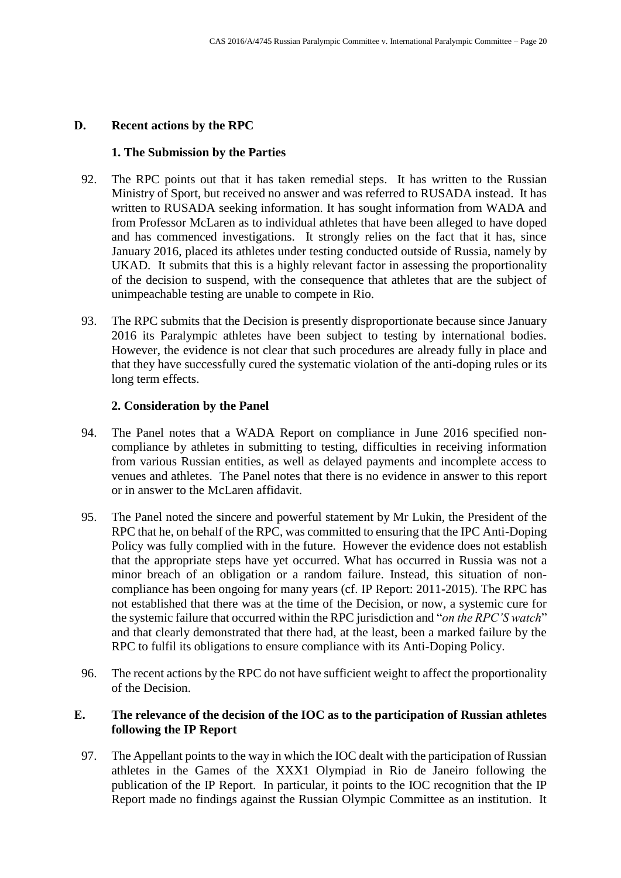## D. Recent actions by the RPC

### 1. The Submission by the Parties

92. The RPC points out that it has taken remedial steps. It has written to the Russian Ministry of Sport, but received no answer and was referred to RUSADA instead. It has written to RUSADA seeking information. It has sought information from WADA and from Professor McLaren as to individual athletes that have been alleged to have doped and has commenced investigations. It strongly relies on the fact that it has, since January 2016, placed its athletes under testing conducted outside of Russia, namely by UKAD. It submits that this is a highly relevant factor in assessing the proportionality of the decision to suspend, with the consequence that athletes that are the subject of unimpeachable testing are unable to compete in Rio.

93. The RPC submits that the Decision is presently disproportionate because since January 2016 its Paralympic athletes have been subject to testing by international bodies. However, the evidence is not clear that such procedures are already fully in place and that they have successfully cured the systematic violation of the anti-doping rules or its long term effects.

### 2. Consideration by the Panel

94. The Panel notes that a WADA Report on compliance in June 2016 specified non-compliance by athletes in submitting to testing, difficulties in receiving information from various Russian entities, as well as delayed payments and incomplete access to venues and athletes. The Panel notes that there is no evidence in answer to this report or in answer to the McLaren affidavit.

95. The Panel noted the sincere and powerful statement by Mr Lukin, the President of the RPC that he, on behalf of the RPC, was committed to ensuring that the IPC Anti-Doping Policy was fully complied with in the future. However the evidence does not establish that the appropriate steps have yet occurred. What has occurred in Russia was not a minor breach of an obligation or a random failure. Instead, this situation of non-compliance has been ongoing for many years (cf. IP Report: 2011-2015). The RPC has not established that there was at the time of the Decision, or now, a systemic cure for the systemic failure that occurred within the RPC jurisdiction and "*on the RPC'S watch*" and that clearly demonstrated that there had, at the least, been a marked failure by the RPC to fulfil its obligations to ensure compliance with its Anti-Doping Policy.

96. The recent actions by the RPC do not have sufficient weight to affect the proportionality of the Decision.

## E. The relevance of the decision of the IOC as to the participation of Russian athletes following the IP Report

97. The Appellant points to the way in which the IOC dealt with the participation of Russian athletes in the Games of the XXX1 Olympiad in Rio de Janeiro following the publication of the IP Report. In particular, it points to the IOC recognition that the IP Report made no findings against the Russian Olympic Committee as an institution. It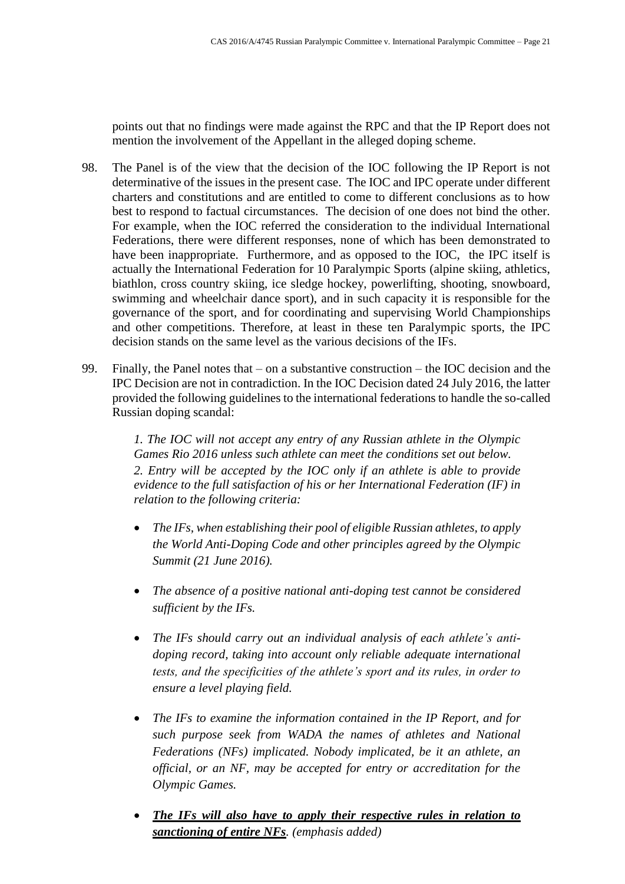points out that no findings were made against the RPC and that the IP Report does not mention the involvement of the Appellant in the alleged doping scheme.

98. The Panel is of the view that the decision of the IOC following the IP Report is not determinative of the issues in the present case. The IOC and IPC operate under different charters and constitutions and are entitled to come to different conclusions as to how best to respond to factual circumstances. The decision of one does not bind the other. For example, when the IOC referred the consideration to the individual International Federations, there were different responses, none of which has been demonstrated to have been inappropriate. Furthermore, and as opposed to the IOC, the IPC itself is actually the International Federation for 10 Paralympic Sports (alpine skiing, athletics, biathlon, cross country skiing, ice sledge hockey, powerlifting, shooting, snowboard, swimming and wheelchair dance sport), and in such capacity it is responsible for the governance of the sport, and for coordinating and supervising World Championships and other competitions. Therefore, at least in these ten Paralympic sports, the IPC decision stands on the same level as the various decisions of the IFs.

99. Finally, the Panel notes that – on a substantive construction – the IOC decision and the IPC Decision are not in contradiction. In the IOC Decision dated 24 July 2016, the latter provided the following guidelines to the international federations to handle the so-called Russian doping scandal:

> *1. The IOC will not accept any entry of any Russian athlete in the Olympic Games Rio 2016 unless such athlete can meet the conditions set out below.*
> *2. Entry will be accepted by the IOC only if an athlete is able to provide evidence to the full satisfaction of his or her International Federation (IF) in relation to the following criteria:*
>
> - *The IFs, when establishing their pool of eligible Russian athletes, to apply the World Anti-Doping Code and other principles agreed by the Olympic Summit (21 June 2016).*
> - *The absence of a positive national anti-doping test cannot be considered sufficient by the IFs.*
> - *The IFs should carry out an individual analysis of each athlete's anti-doping record, taking into account only reliable adequate international tests, and the specificities of the athlete's sport and its rules, in order to ensure a level playing field.*
> - *The IFs to examine the information contained in the IP Report, and for such purpose seek from WADA the names of athletes and National Federations (NFs) implicated. Nobody implicated, be it an athlete, an official, or an NF, may be accepted for entry or accreditation for the Olympic Games.*
> - ***<u>The IFs will also have to apply their respective rules in relation to sanctioning of entire NFs</u>****. (emphasis added)*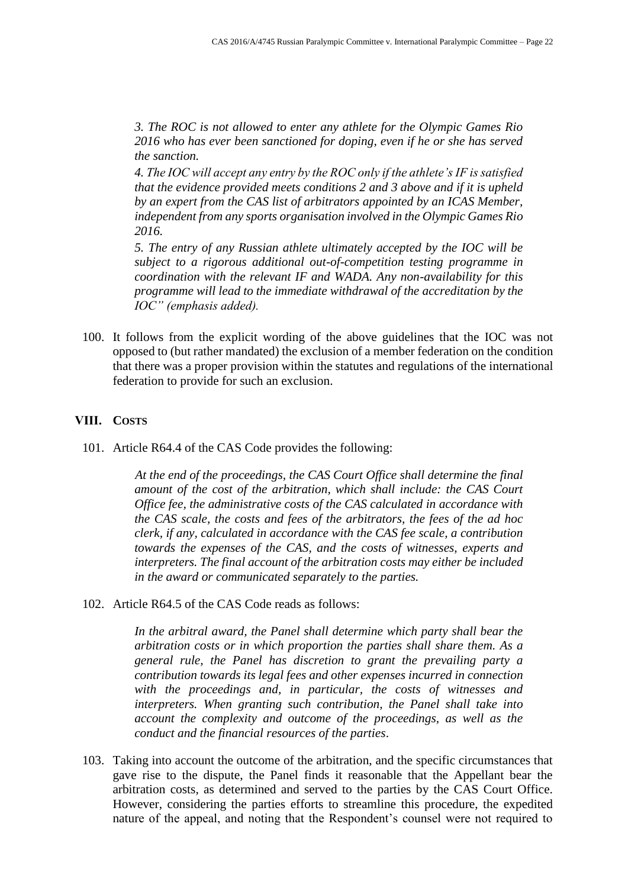*3. The ROC is not allowed to enter any athlete for the Olympic Games Rio 2016 who has ever been sanctioned for doping, even if he or she has served the sanction.*

*4. The IOC will accept any entry by the ROC only if the athlete's IF is satisfied that the evidence provided meets conditions 2 and 3 above and if it is upheld by an expert from the CAS list of arbitrators appointed by an ICAS Member, independent from any sports organisation involved in the Olympic Games Rio 2016.*

*5. The entry of any Russian athlete ultimately accepted by the IOC will be subject to a rigorous additional out-of-competition testing programme in coordination with the relevant IF and WADA. Any non-availability for this programme will lead to the immediate withdrawal of the accreditation by the IOC" (emphasis added).*

100. It follows from the explicit wording of the above guidelines that the IOC was not opposed to (but rather mandated) the exclusion of a member federation on the condition that there was a proper provision within the statutes and regulations of the international federation to provide for such an exclusion.

## VIII. Costs

101. Article R64.4 of the CAS Code provides the following:

> *At the end of the proceedings, the CAS Court Office shall determine the final amount of the cost of the arbitration, which shall include: the CAS Court Office fee, the administrative costs of the CAS calculated in accordance with the CAS scale, the costs and fees of the arbitrators, the fees of the ad hoc clerk, if any, calculated in accordance with the CAS fee scale, a contribution towards the expenses of the CAS, and the costs of witnesses, experts and interpreters. The final account of the arbitration costs may either be included in the award or communicated separately to the parties.*

102. Article R64.5 of the CAS Code reads as follows:

> *In the arbitral award, the Panel shall determine which party shall bear the arbitration costs or in which proportion the parties shall share them. As a general rule, the Panel has discretion to grant the prevailing party a contribution towards its legal fees and other expenses incurred in connection with the proceedings and, in particular, the costs of witnesses and interpreters. When granting such contribution, the Panel shall take into account the complexity and outcome of the proceedings, as well as the conduct and the financial resources of the parties.*

103. Taking into account the outcome of the arbitration, and the specific circumstances that gave rise to the dispute, the Panel finds it reasonable that the Appellant bear the arbitration costs, as determined and served to the parties by the CAS Court Office. However, considering the parties efforts to streamline this procedure, the expedited nature of the appeal, and noting that the Respondent's counsel were not required to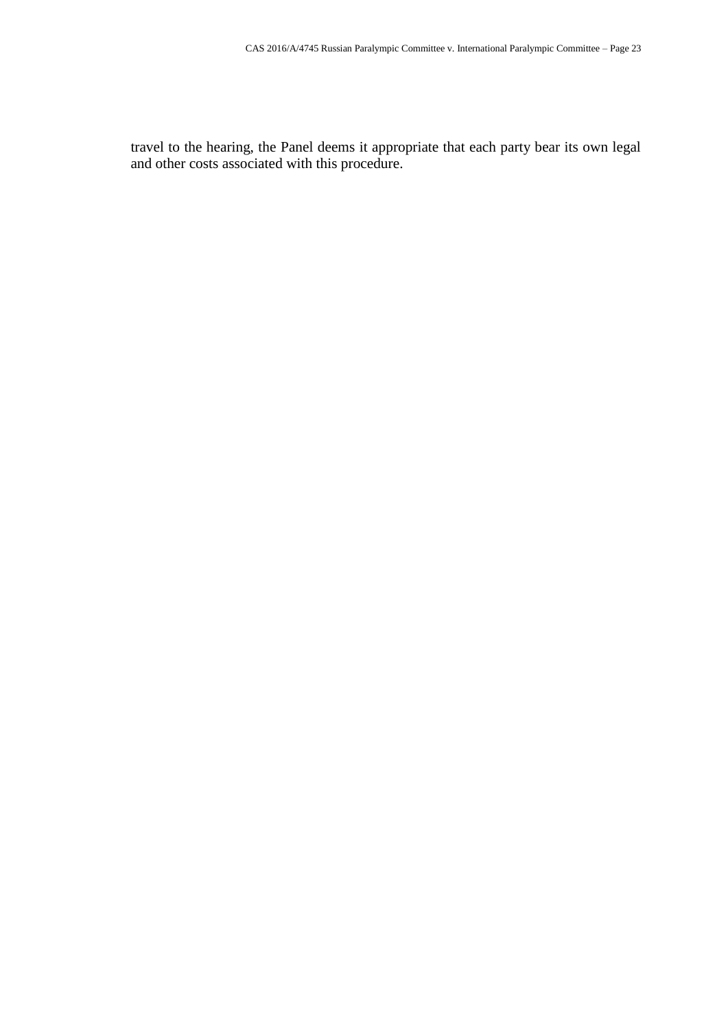travel to the hearing, the Panel deems it appropriate that each party bear its own legal and other costs associated with this procedure.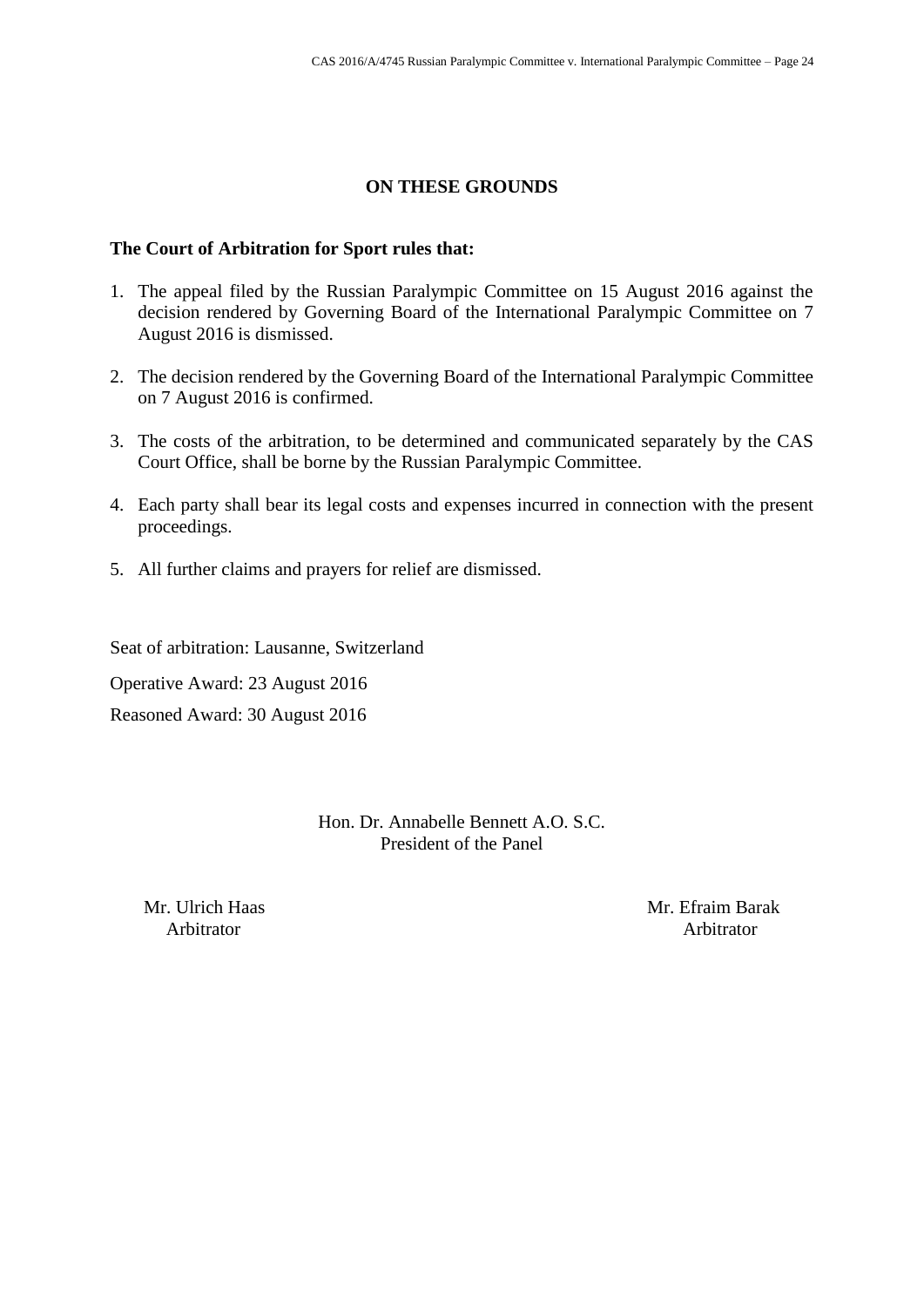## ON THESE GROUNDS

**The Court of Arbitration for Sport rules that:**

1. The appeal filed by the Russian Paralympic Committee on 15 August 2016 against the decision rendered by Governing Board of the International Paralympic Committee on 7 August 2016 is dismissed.

2. The decision rendered by the Governing Board of the International Paralympic Committee on 7 August 2016 is confirmed.

3. The costs of the arbitration, to be determined and communicated separately by the CAS Court Office, shall be borne by the Russian Paralympic Committee.

4. Each party shall bear its legal costs and expenses incurred in connection with the present proceedings.

5. All further claims and prayers for relief are dismissed.

Seat of arbitration: Lausanne, Switzerland

Operative Award: 23 August 2016

Reasoned Award: 30 August 2016

Hon. Dr. Annabelle Bennett A.O. S.C.
President of the Panel

Mr. Ulrich Haas
Arbitrator

Mr. Efraim Barak
Arbitrator